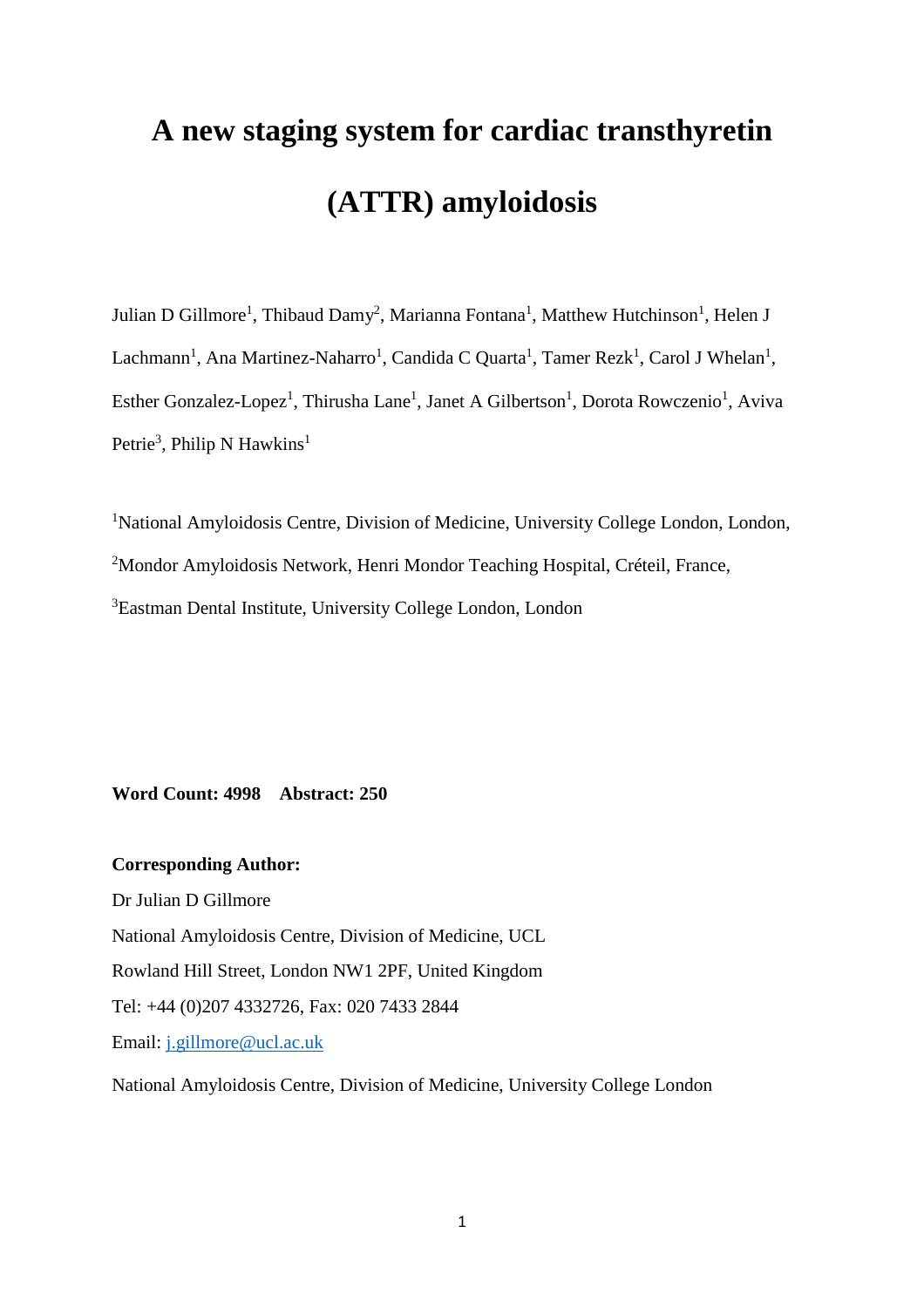# A new staging system for cardiac transthyretin (ATTR) amyloidosis

Julian D Gillmore[1], Thibaud Damy[2], Marianna Fontana[1], Matthew Hutchinson[1], Helen J Lachmann[1], Ana Martinez-Naharro[1], Candida C Quarta[1], Tamer Rezk[1], Carol J Whelan[1], Esther Gonzalez-Lopez[1], Thirusha Lane[1], Janet A Gilbertson[1], Dorota Rowczenio[1], Aviva Petrie[3], Philip N Hawkins[1]

[1]National Amyloidosis Centre, Division of Medicine, University College London, London,

[2]Mondor Amyloidosis Network, Henri Mondor Teaching Hospital, Créteil, France,

[3]Eastman Dental Institute, University College London, London

**Word Count: 4998  Abstract: 250**

**Corresponding Author:**

Dr Julian D Gillmore

National Amyloidosis Centre, Division of Medicine, UCL

Rowland Hill Street, London NW1 2PF, United Kingdom

Tel: +44 (0)207 4332726, Fax: 020 7433 2844

Email: j.gillmore@ucl.ac.uk

National Amyloidosis Centre, Division of Medicine, University College London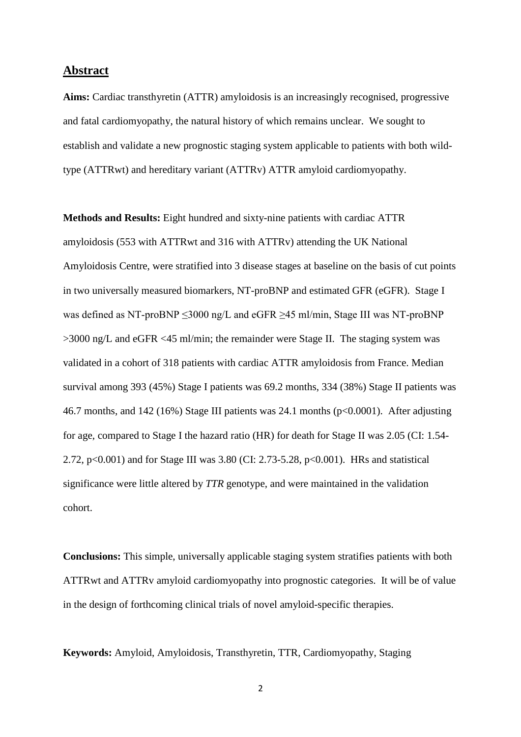## Abstract

**Aims:** Cardiac transthyretin (ATTR) amyloidosis is an increasingly recognised, progressive and fatal cardiomyopathy, the natural history of which remains unclear. We sought to establish and validate a new prognostic staging system applicable to patients with both wild-type (ATTRwt) and hereditary variant (ATTRv) ATTR amyloid cardiomyopathy.

**Methods and Results:** Eight hundred and sixty-nine patients with cardiac ATTR amyloidosis (553 with ATTRwt and 316 with ATTRv) attending the UK National Amyloidosis Centre, were stratified into 3 disease stages at baseline on the basis of cut points in two universally measured biomarkers, NT-proBNP and estimated GFR (eGFR). Stage I was defined as NT-proBNP ≤3000 ng/L and eGFR ≥45 ml/min, Stage III was NT-proBNP >3000 ng/L and eGFR <45 ml/min; the remainder were Stage II. The staging system was validated in a cohort of 318 patients with cardiac ATTR amyloidosis from France. Median survival among 393 (45%) Stage I patients was 69.2 months, 334 (38%) Stage II patients was 46.7 months, and 142 (16%) Stage III patients was 24.1 months ($p<0.0001$). After adjusting for age, compared to Stage I the hazard ratio (HR) for death for Stage II was 2.05 (CI: 1.54-2.72, $p<0.001$) and for Stage III was 3.80 (CI: 2.73-5.28, $p<0.001$). HRs and statistical significance were little altered by *TTR* genotype, and were maintained in the validation cohort.

**Conclusions:** This simple, universally applicable staging system stratifies patients with both ATTRwt and ATTRv amyloid cardiomyopathy into prognostic categories. It will be of value in the design of forthcoming clinical trials of novel amyloid-specific therapies.

**Keywords:** Amyloid, Amyloidosis, Transthyretin, TTR, Cardiomyopathy, Staging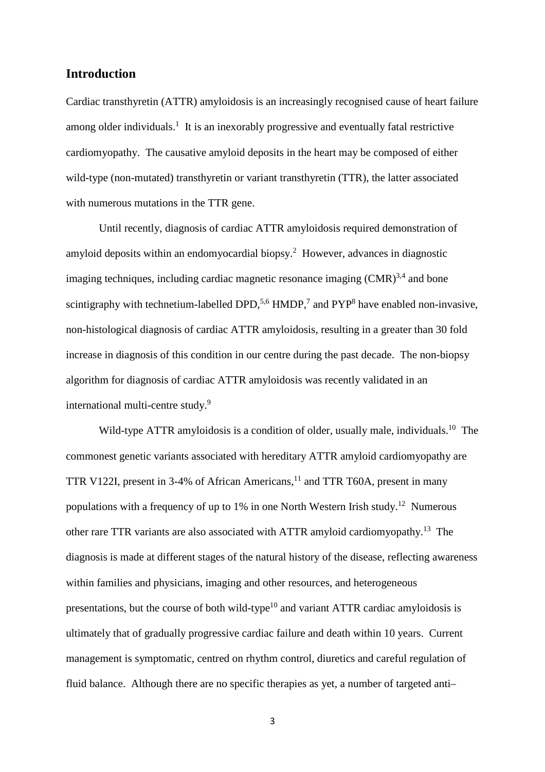## Introduction

Cardiac transthyretin (ATTR) amyloidosis is an increasingly recognised cause of heart failure among older individuals.[1] It is an inexorably progressive and eventually fatal restrictive cardiomyopathy. The causative amyloid deposits in the heart may be composed of either wild-type (non-mutated) transthyretin or variant transthyretin (TTR), the latter associated with numerous mutations in the TTR gene.

Until recently, diagnosis of cardiac ATTR amyloidosis required demonstration of amyloid deposits within an endomyocardial biopsy.[2] However, advances in diagnostic imaging techniques, including cardiac magnetic resonance imaging (CMR)[3,4] and bone scintigraphy with technetium-labelled DPD,[5,6] HMDP,[7] and PYP[8] have enabled non-invasive, non-histological diagnosis of cardiac ATTR amyloidosis, resulting in a greater than 30 fold increase in diagnosis of this condition in our centre during the past decade. The non-biopsy algorithm for diagnosis of cardiac ATTR amyloidosis was recently validated in an international multi-centre study.[9]

Wild-type ATTR amyloidosis is a condition of older, usually male, individuals.[10] The commonest genetic variants associated with hereditary ATTR amyloid cardiomyopathy are TTR V122I, present in 3-4% of African Americans,[11] and TTR T60A, present in many populations with a frequency of up to 1% in one North Western Irish study.[12] Numerous other rare TTR variants are also associated with ATTR amyloid cardiomyopathy.[13] The diagnosis is made at different stages of the natural history of the disease, reflecting awareness within families and physicians, imaging and other resources, and heterogeneous presentations, but the course of both wild-type[10] and variant ATTR cardiac amyloidosis is ultimately that of gradually progressive cardiac failure and death within 10 years. Current management is symptomatic, centred on rhythm control, diuretics and careful regulation of fluid balance. Although there are no specific therapies as yet, a number of targeted anti–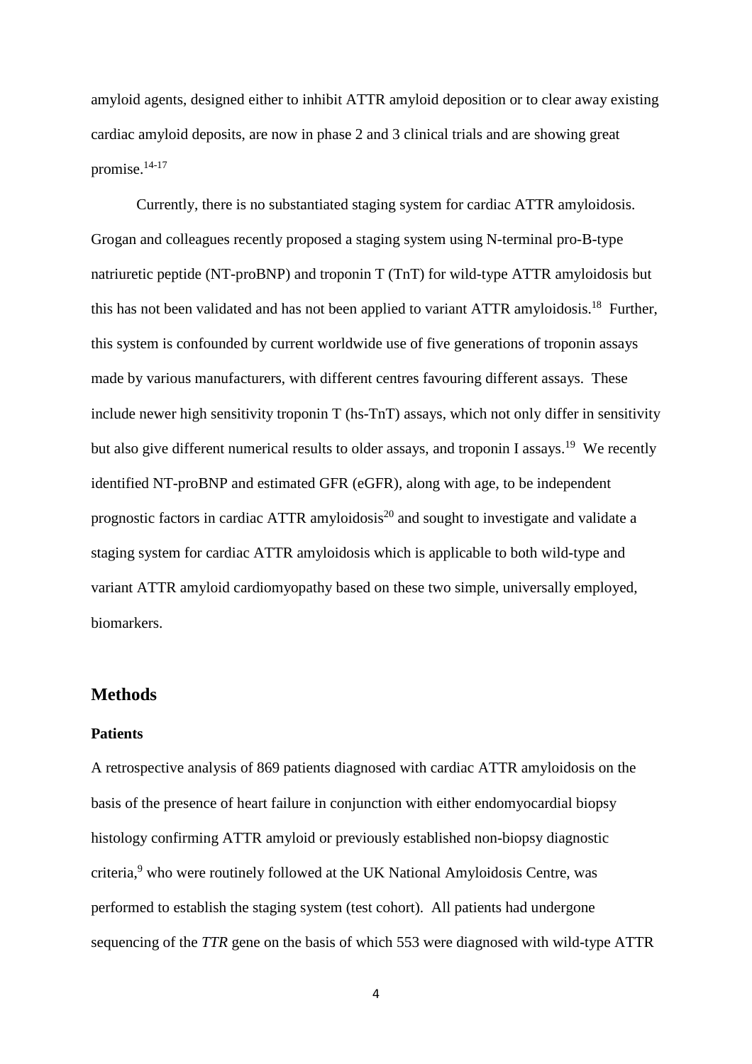amyloid agents, designed either to inhibit ATTR amyloid deposition or to clear away existing cardiac amyloid deposits, are now in phase 2 and 3 clinical trials and are showing great promise.[14-17]

Currently, there is no substantiated staging system for cardiac ATTR amyloidosis. Grogan and colleagues recently proposed a staging system using N-terminal pro-B-type natriuretic peptide (NT-proBNP) and troponin T (TnT) for wild-type ATTR amyloidosis but this has not been validated and has not been applied to variant ATTR amyloidosis.[18] Further, this system is confounded by current worldwide use of five generations of troponin assays made by various manufacturers, with different centres favouring different assays. These include newer high sensitivity troponin T (hs-TnT) assays, which not only differ in sensitivity but also give different numerical results to older assays, and troponin I assays.[19] We recently identified NT-proBNP and estimated GFR (eGFR), along with age, to be independent prognostic factors in cardiac ATTR amyloidosis[20] and sought to investigate and validate a staging system for cardiac ATTR amyloidosis which is applicable to both wild-type and variant ATTR amyloid cardiomyopathy based on these two simple, universally employed, biomarkers.

## Methods

### Patients

A retrospective analysis of 869 patients diagnosed with cardiac ATTR amyloidosis on the basis of the presence of heart failure in conjunction with either endomyocardial biopsy histology confirming ATTR amyloid or previously established non-biopsy diagnostic criteria,[9] who were routinely followed at the UK National Amyloidosis Centre, was performed to establish the staging system (test cohort). All patients had undergone sequencing of the *TTR* gene on the basis of which 553 were diagnosed with wild-type ATTR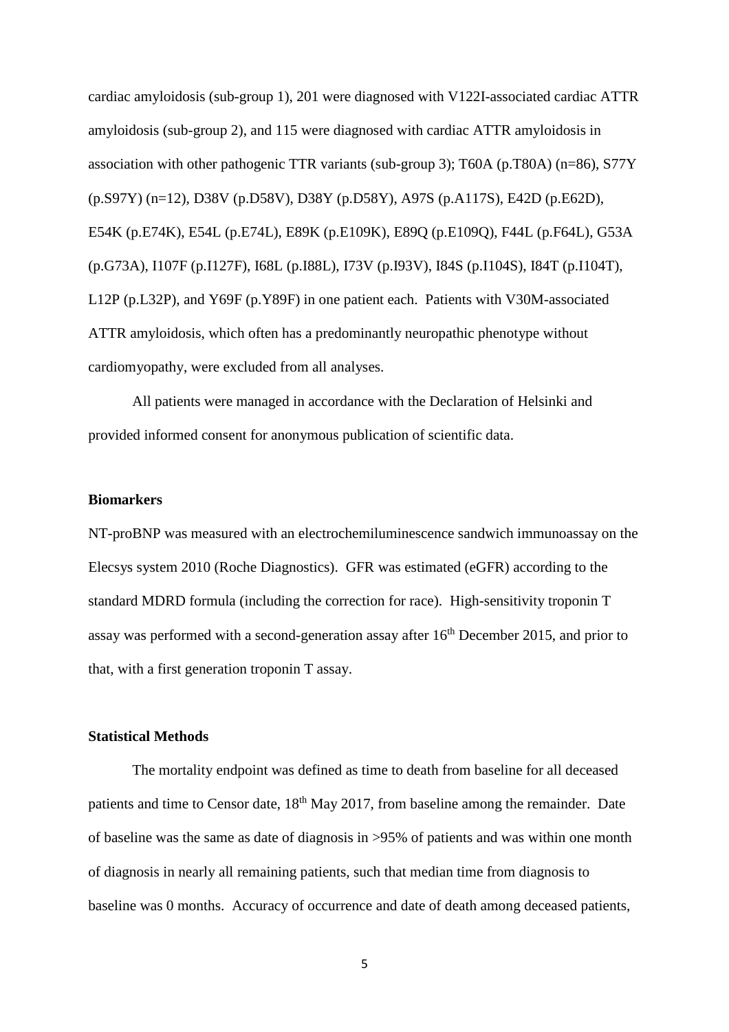cardiac amyloidosis (sub-group 1), 201 were diagnosed with V122I-associated cardiac ATTR amyloidosis (sub-group 2), and 115 were diagnosed with cardiac ATTR amyloidosis in association with other pathogenic TTR variants (sub-group 3); T60A (p.T80A) (n=86), S77Y (p.S97Y) (n=12), D38V (p.D58V), D38Y (p.D58Y), A97S (p.A117S), E42D (p.E62D), E54K (p.E74K), E54L (p.E74L), E89K (p.E109K), E89Q (p.E109Q), F44L (p.F64L), G53A (p.G73A), I107F (p.I127F), I68L (p.I88L), I73V (p.I93V), I84S (p.I104S), I84T (p.I104T), L12P (p.L32P), and Y69F (p.Y89F) in one patient each. Patients with V30M-associated ATTR amyloidosis, which often has a predominantly neuropathic phenotype without cardiomyopathy, were excluded from all analyses.

All patients were managed in accordance with the Declaration of Helsinki and provided informed consent for anonymous publication of scientific data.

### Biomarkers

NT-proBNP was measured with an electrochemiluminescence sandwich immunoassay on the Elecsys system 2010 (Roche Diagnostics). GFR was estimated (eGFR) according to the standard MDRD formula (including the correction for race). High-sensitivity troponin T assay was performed with a second-generation assay after 16th December 2015, and prior to that, with a first generation troponin T assay.

### Statistical Methods

The mortality endpoint was defined as time to death from baseline for all deceased patients and time to Censor date, 18th May 2017, from baseline among the remainder. Date of baseline was the same as date of diagnosis in >95% of patients and was within one month of diagnosis in nearly all remaining patients, such that median time from diagnosis to baseline was 0 months. Accuracy of occurrence and date of death among deceased patients,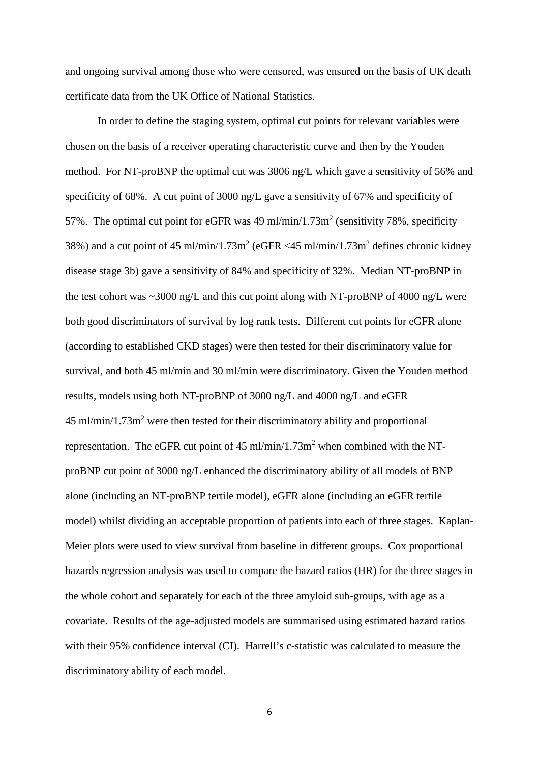and ongoing survival among those who were censored, was ensured on the basis of UK death certificate data from the UK Office of National Statistics.

In order to define the staging system, optimal cut points for relevant variables were chosen on the basis of a receiver operating characteristic curve and then by the Youden method. For NT-proBNP the optimal cut was 3806 ng/L which gave a sensitivity of 56% and specificity of 68%. A cut point of 3000 ng/L gave a sensitivity of 67% and specificity of 57%. The optimal cut point for eGFR was 49 ml/min/1.73m$^2$ (sensitivity 78%, specificity 38%) and a cut point of 45 ml/min/1.73m$^2$ (eGFR <45 ml/min/1.73m$^2$ defines chronic kidney disease stage 3b) gave a sensitivity of 84% and specificity of 32%. Median NT-proBNP in the test cohort was ~3000 ng/L and this cut point along with NT-proBNP of 4000 ng/L were both good discriminators of survival by log rank tests. Different cut points for eGFR alone (according to established CKD stages) were then tested for their discriminatory value for survival, and both 45 ml/min and 30 ml/min were discriminatory. Given the Youden method results, models using both NT-proBNP of 3000 ng/L and 4000 ng/L and eGFR 45 ml/min/1.73m$^2$ were then tested for their discriminatory ability and proportional representation. The eGFR cut point of 45 ml/min/1.73m$^2$ when combined with the NT-proBNP cut point of 3000 ng/L enhanced the discriminatory ability of all models of BNP alone (including an NT-proBNP tertile model), eGFR alone (including an eGFR tertile model) whilst dividing an acceptable proportion of patients into each of three stages. Kaplan-Meier plots were used to view survival from baseline in different groups. Cox proportional hazards regression analysis was used to compare the hazard ratios (HR) for the three stages in the whole cohort and separately for each of the three amyloid sub-groups, with age as a covariate. Results of the age-adjusted models are summarised using estimated hazard ratios with their 95% confidence interval (CI). Harrell's c-statistic was calculated to measure the discriminatory ability of each model.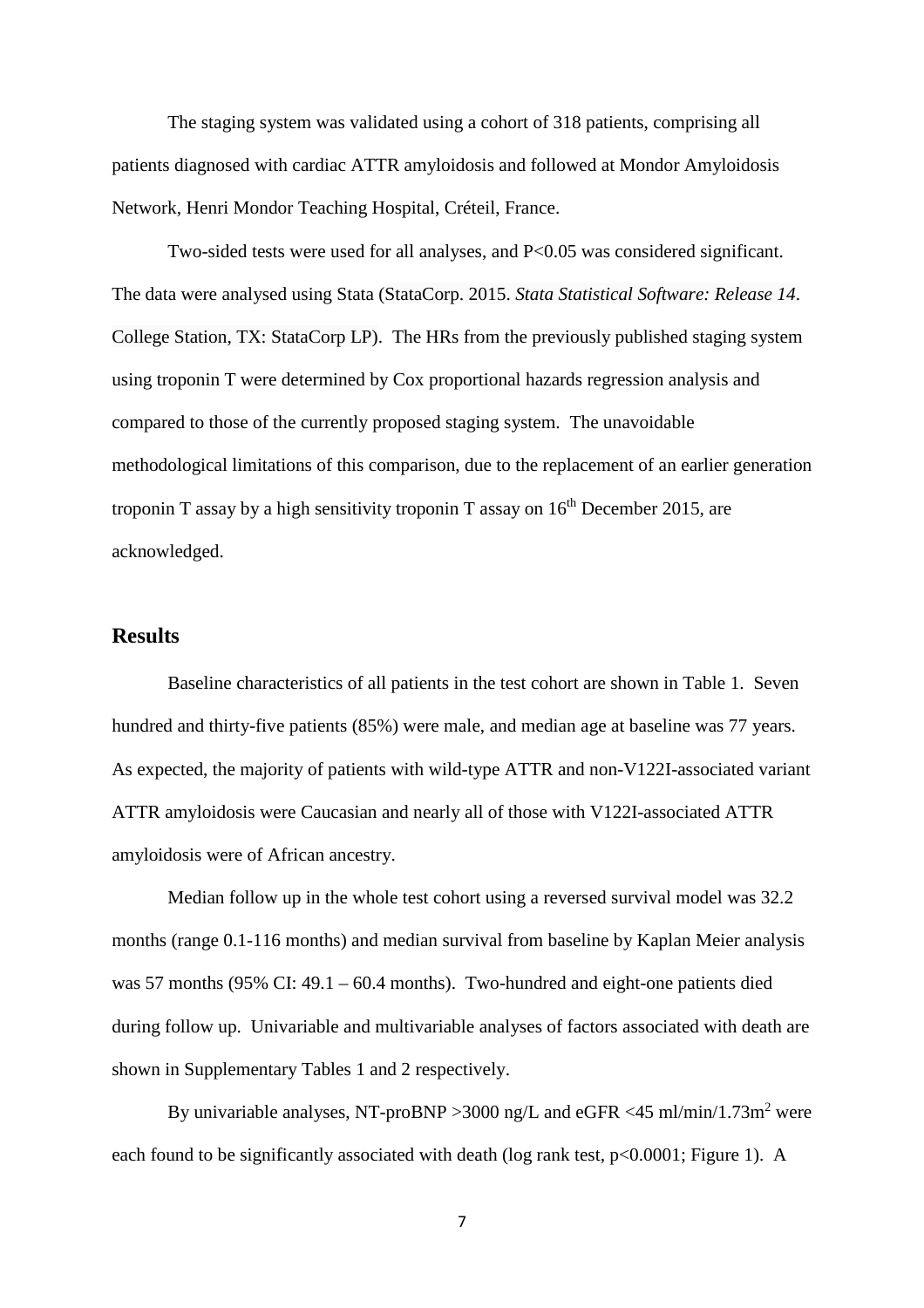The staging system was validated using a cohort of 318 patients, comprising all patients diagnosed with cardiac ATTR amyloidosis and followed at Mondor Amyloidosis Network, Henri Mondor Teaching Hospital, Créteil, France.

Two-sided tests were used for all analyses, and $P<0.05$ was considered significant. The data were analysed using Stata (StataCorp. 2015. *Stata Statistical Software: Release 14*. College Station, TX: StataCorp LP). The HRs from the previously published staging system using troponin T were determined by Cox proportional hazards regression analysis and compared to those of the currently proposed staging system. The unavoidable methodological limitations of this comparison, due to the replacement of an earlier generation troponin T assay by a high sensitivity troponin T assay on 16th December 2015, are acknowledged.

## Results

Baseline characteristics of all patients in the test cohort are shown in Table 1. Seven hundred and thirty-five patients (85%) were male, and median age at baseline was 77 years. As expected, the majority of patients with wild-type ATTR and non-V122I-associated variant ATTR amyloidosis were Caucasian and nearly all of those with V122I-associated ATTR amyloidosis were of African ancestry.

Median follow up in the whole test cohort using a reversed survival model was 32.2 months (range 0.1-116 months) and median survival from baseline by Kaplan Meier analysis was 57 months (95% CI: 49.1 – 60.4 months). Two-hundred and eight-one patients died during follow up. Univariable and multivariable analyses of factors associated with death are shown in Supplementary Tables 1 and 2 respectively.

By univariable analyses, NT-proBNP >3000 ng/L and eGFR <45 ml/min/1.73m$^2$ were each found to be significantly associated with death (log rank test, $p<0.0001$; Figure 1). A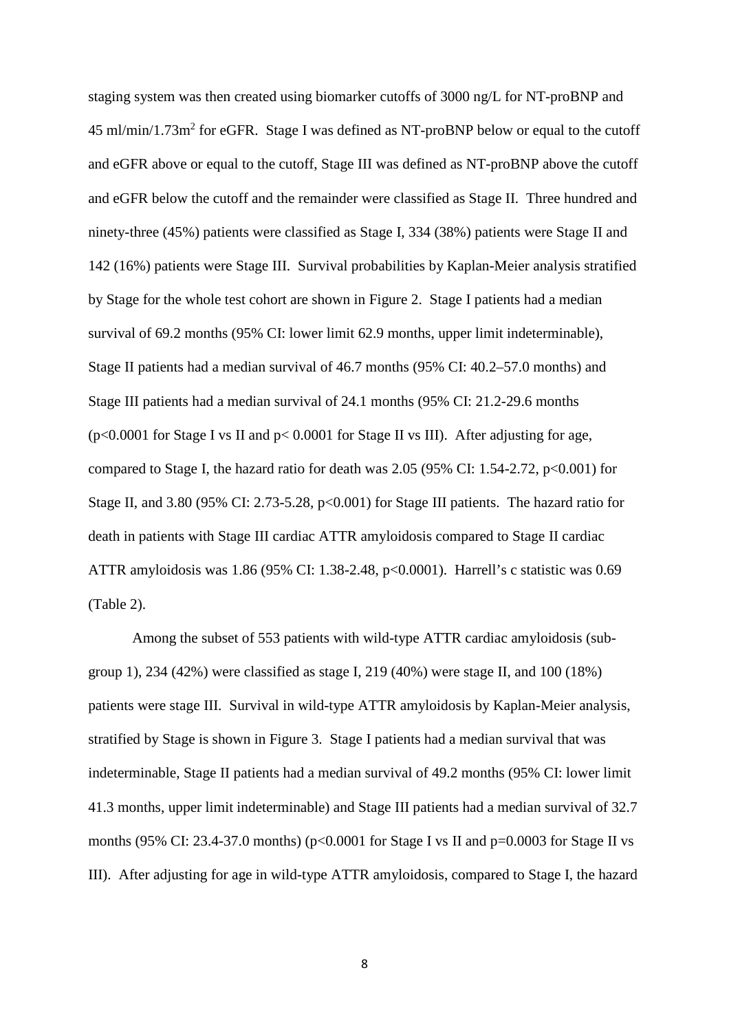staging system was then created using biomarker cutoffs of 3000 ng/L for NT-proBNP and 45 ml/min/1.73m$^2$ for eGFR. Stage I was defined as NT-proBNP below or equal to the cutoff and eGFR above or equal to the cutoff, Stage III was defined as NT-proBNP above the cutoff and eGFR below the cutoff and the remainder were classified as Stage II. Three hundred and ninety-three (45%) patients were classified as Stage I, 334 (38%) patients were Stage II and 142 (16%) patients were Stage III. Survival probabilities by Kaplan-Meier analysis stratified by Stage for the whole test cohort are shown in Figure 2. Stage I patients had a median survival of 69.2 months (95% CI: lower limit 62.9 months, upper limit indeterminable), Stage II patients had a median survival of 46.7 months (95% CI: 40.2–57.0 months) and Stage III patients had a median survival of 24.1 months (95% CI: 21.2-29.6 months ($p<0.0001$ for Stage I vs II and $p< 0.0001$ for Stage II vs III). After adjusting for age, compared to Stage I, the hazard ratio for death was 2.05 (95% CI: 1.54-2.72, $p<0.001$) for Stage II, and 3.80 (95% CI: 2.73-5.28, $p<0.001$) for Stage III patients. The hazard ratio for death in patients with Stage III cardiac ATTR amyloidosis compared to Stage II cardiac ATTR amyloidosis was 1.86 (95% CI: 1.38-2.48, $p<0.0001$). Harrell's c statistic was 0.69 (Table 2).

Among the subset of 553 patients with wild-type ATTR cardiac amyloidosis (sub-group 1), 234 (42%) were classified as stage I, 219 (40%) were stage II, and 100 (18%) patients were stage III. Survival in wild-type ATTR amyloidosis by Kaplan-Meier analysis, stratified by Stage is shown in Figure 3. Stage I patients had a median survival that was indeterminable, Stage II patients had a median survival of 49.2 months (95% CI: lower limit 41.3 months, upper limit indeterminable) and Stage III patients had a median survival of 32.7 months (95% CI: 23.4-37.0 months) ($p<0.0001$ for Stage I vs II and $p=0.0003$ for Stage II vs III). After adjusting for age in wild-type ATTR amyloidosis, compared to Stage I, the hazard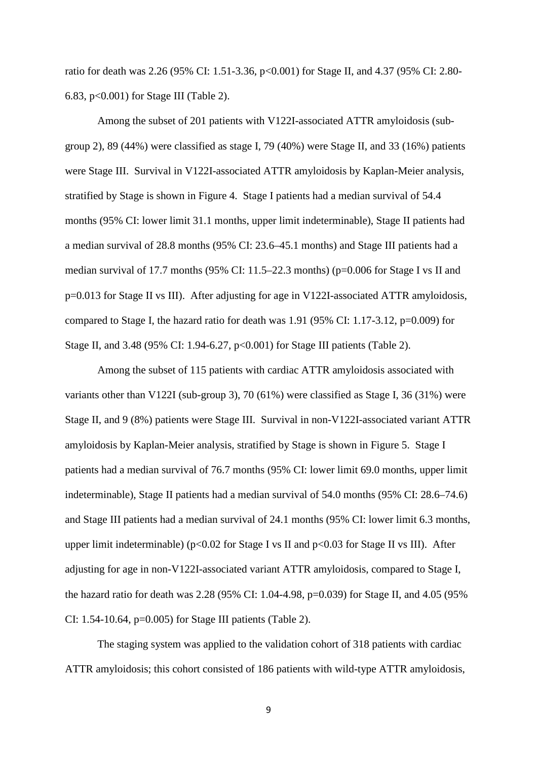ratio for death was 2.26 (95% CI: 1.51-3.36, $p<0.001$) for Stage II, and 4.37 (95% CI: 2.80-6.83, $p<0.001$) for Stage III (Table 2).

Among the subset of 201 patients with V122I-associated ATTR amyloidosis (sub-group 2), 89 (44%) were classified as stage I, 79 (40%) were Stage II, and 33 (16%) patients were Stage III. Survival in V122I-associated ATTR amyloidosis by Kaplan-Meier analysis, stratified by Stage is shown in Figure 4. Stage I patients had a median survival of 54.4 months (95% CI: lower limit 31.1 months, upper limit indeterminable), Stage II patients had a median survival of 28.8 months (95% CI: 23.6–45.1 months) and Stage III patients had a median survival of 17.7 months (95% CI: 11.5–22.3 months) ($p=0.006$ for Stage I vs II and $p=0.013$ for Stage II vs III). After adjusting for age in V122I-associated ATTR amyloidosis, compared to Stage I, the hazard ratio for death was 1.91 (95% CI: 1.17-3.12, $p=0.009$) for Stage II, and 3.48 (95% CI: 1.94-6.27, $p<0.001$) for Stage III patients (Table 2).

Among the subset of 115 patients with cardiac ATTR amyloidosis associated with variants other than V122I (sub-group 3), 70 (61%) were classified as Stage I, 36 (31%) were Stage II, and 9 (8%) patients were Stage III. Survival in non-V122I-associated variant ATTR amyloidosis by Kaplan-Meier analysis, stratified by Stage is shown in Figure 5. Stage I patients had a median survival of 76.7 months (95% CI: lower limit 69.0 months, upper limit indeterminable), Stage II patients had a median survival of 54.0 months (95% CI: 28.6–74.6) and Stage III patients had a median survival of 24.1 months (95% CI: lower limit 6.3 months, upper limit indeterminable) ($p<0.02$ for Stage I vs II and $p<0.03$ for Stage II vs III). After adjusting for age in non-V122I-associated variant ATTR amyloidosis, compared to Stage I, the hazard ratio for death was 2.28 (95% CI: 1.04-4.98, $p=0.039$) for Stage II, and 4.05 (95% CI: 1.54-10.64, $p=0.005$) for Stage III patients (Table 2).

The staging system was applied to the validation cohort of 318 patients with cardiac ATTR amyloidosis; this cohort consisted of 186 patients with wild-type ATTR amyloidosis,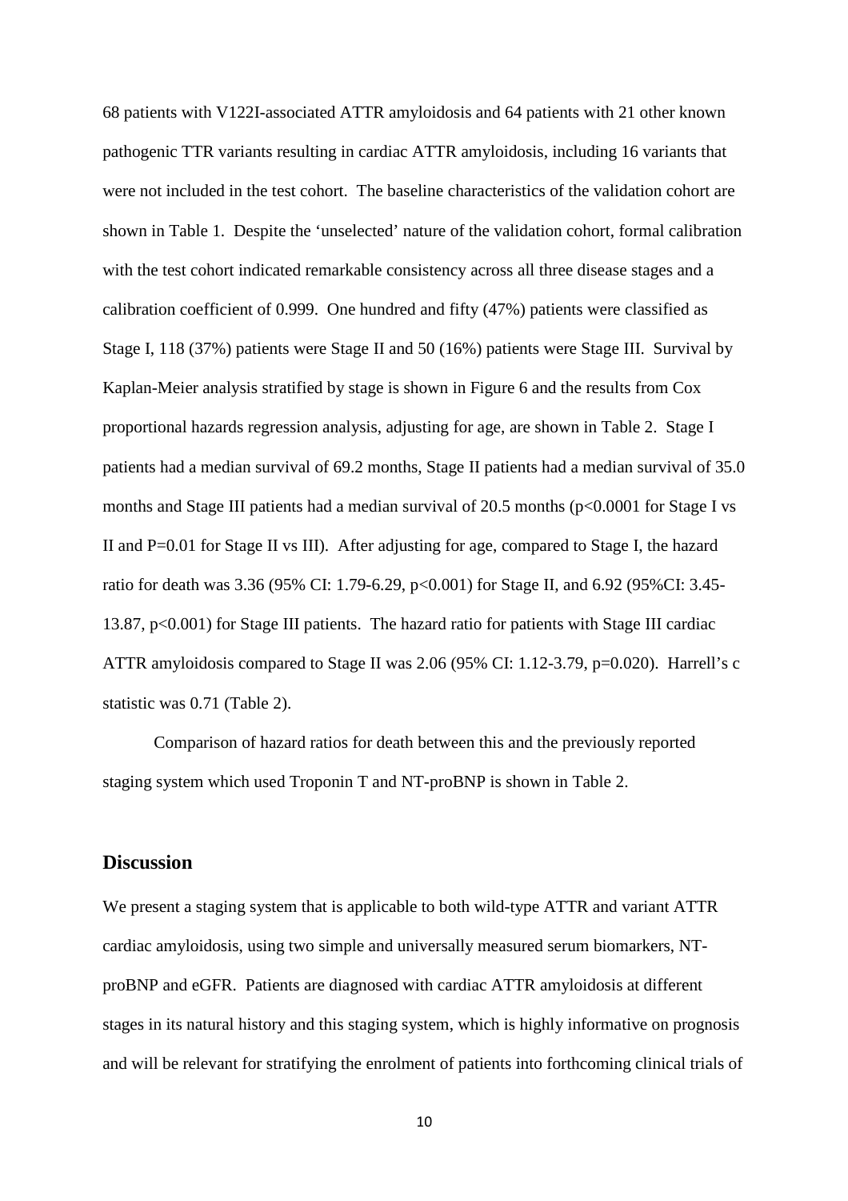68 patients with V122I-associated ATTR amyloidosis and 64 patients with 21 other known pathogenic TTR variants resulting in cardiac ATTR amyloidosis, including 16 variants that were not included in the test cohort. The baseline characteristics of the validation cohort are shown in Table 1. Despite the 'unselected' nature of the validation cohort, formal calibration with the test cohort indicated remarkable consistency across all three disease stages and a calibration coefficient of 0.999. One hundred and fifty (47%) patients were classified as Stage I, 118 (37%) patients were Stage II and 50 (16%) patients were Stage III. Survival by Kaplan-Meier analysis stratified by stage is shown in Figure 6 and the results from Cox proportional hazards regression analysis, adjusting for age, are shown in Table 2. Stage I patients had a median survival of 69.2 months, Stage II patients had a median survival of 35.0 months and Stage III patients had a median survival of 20.5 months ($p<0.0001$ for Stage I vs II and $P=0.01$ for Stage II vs III). After adjusting for age, compared to Stage I, the hazard ratio for death was 3.36 (95% CI: 1.79-6.29, $p<0.001$) for Stage II, and 6.92 (95%CI: 3.45-13.87, $p<0.001$) for Stage III patients. The hazard ratio for patients with Stage III cardiac ATTR amyloidosis compared to Stage II was 2.06 (95% CI: 1.12-3.79, $p=0.020$). Harrell's c statistic was 0.71 (Table 2).

Comparison of hazard ratios for death between this and the previously reported staging system which used Troponin T and NT-proBNP is shown in Table 2.

## Discussion

We present a staging system that is applicable to both wild-type ATTR and variant ATTR cardiac amyloidosis, using two simple and universally measured serum biomarkers, NT-proBNP and eGFR. Patients are diagnosed with cardiac ATTR amyloidosis at different stages in its natural history and this staging system, which is highly informative on prognosis and will be relevant for stratifying the enrolment of patients into forthcoming clinical trials of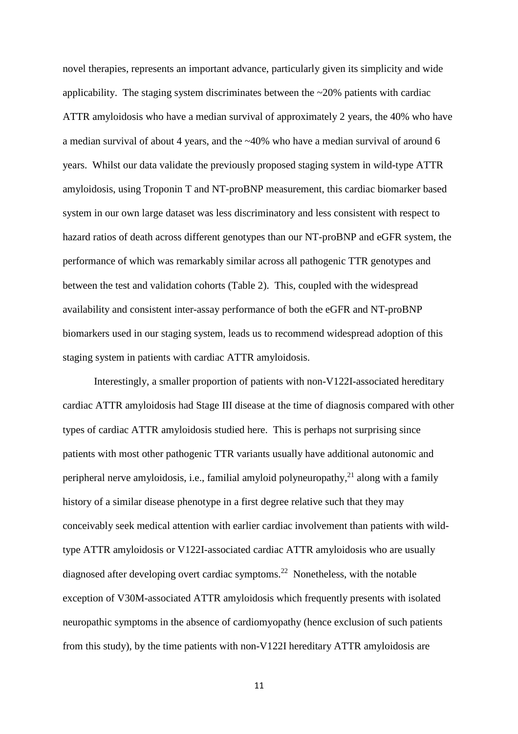novel therapies, represents an important advance, particularly given its simplicity and wide applicability. The staging system discriminates between the ~20% patients with cardiac ATTR amyloidosis who have a median survival of approximately 2 years, the 40% who have a median survival of about 4 years, and the ~40% who have a median survival of around 6 years. Whilst our data validate the previously proposed staging system in wild-type ATTR amyloidosis, using Troponin T and NT-proBNP measurement, this cardiac biomarker based system in our own large dataset was less discriminatory and less consistent with respect to hazard ratios of death across different genotypes than our NT-proBNP and eGFR system, the performance of which was remarkably similar across all pathogenic TTR genotypes and between the test and validation cohorts (Table 2). This, coupled with the widespread availability and consistent inter-assay performance of both the eGFR and NT-proBNP biomarkers used in our staging system, leads us to recommend widespread adoption of this staging system in patients with cardiac ATTR amyloidosis.

Interestingly, a smaller proportion of patients with non-V122I-associated hereditary cardiac ATTR amyloidosis had Stage III disease at the time of diagnosis compared with other types of cardiac ATTR amyloidosis studied here. This is perhaps not surprising since patients with most other pathogenic TTR variants usually have additional autonomic and peripheral nerve amyloidosis, i.e., familial amyloid polyneuropathy,[21] along with a family history of a similar disease phenotype in a first degree relative such that they may conceivably seek medical attention with earlier cardiac involvement than patients with wild-type ATTR amyloidosis or V122I-associated cardiac ATTR amyloidosis who are usually diagnosed after developing overt cardiac symptoms.[22] Nonetheless, with the notable exception of V30M-associated ATTR amyloidosis which frequently presents with isolated neuropathic symptoms in the absence of cardiomyopathy (hence exclusion of such patients from this study), by the time patients with non-V122I hereditary ATTR amyloidosis are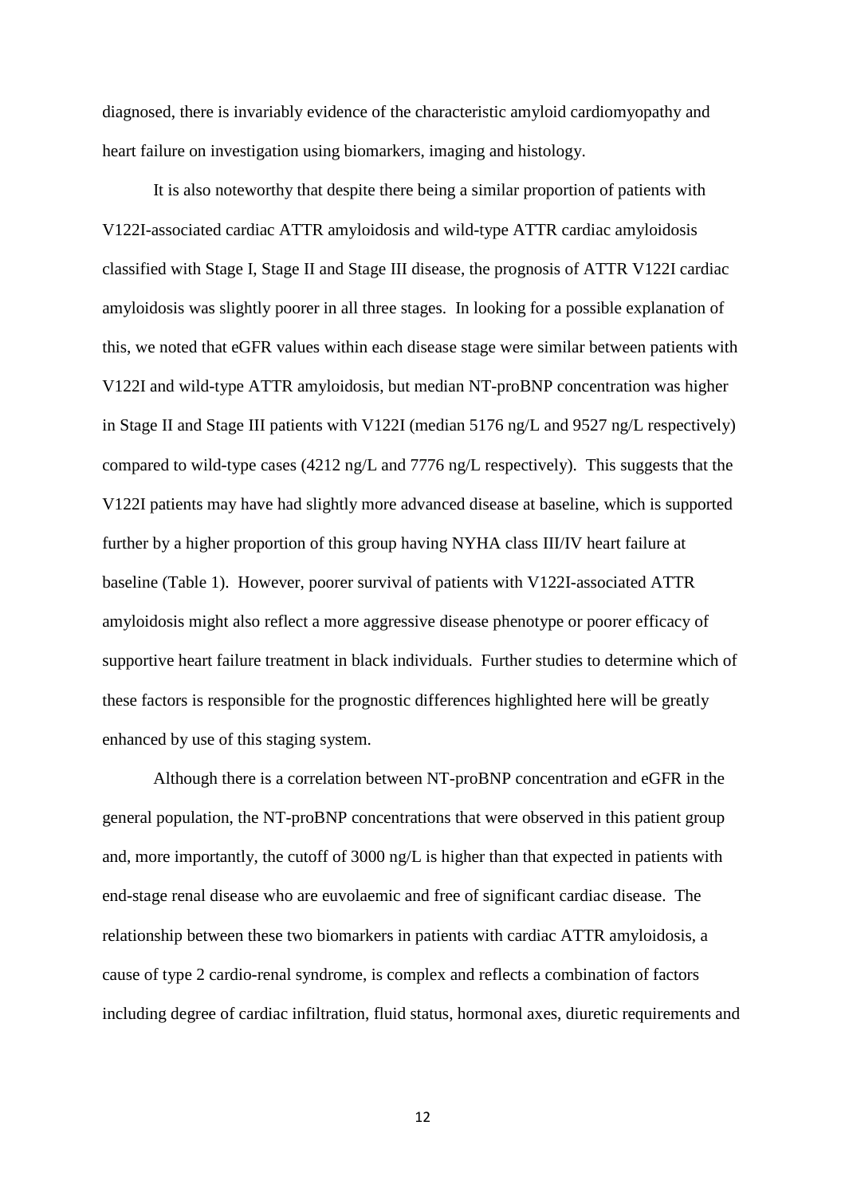diagnosed, there is invariably evidence of the characteristic amyloid cardiomyopathy and heart failure on investigation using biomarkers, imaging and histology.

It is also noteworthy that despite there being a similar proportion of patients with V122I-associated cardiac ATTR amyloidosis and wild-type ATTR cardiac amyloidosis classified with Stage I, Stage II and Stage III disease, the prognosis of ATTR V122I cardiac amyloidosis was slightly poorer in all three stages. In looking for a possible explanation of this, we noted that eGFR values within each disease stage were similar between patients with V122I and wild-type ATTR amyloidosis, but median NT-proBNP concentration was higher in Stage II and Stage III patients with V122I (median 5176 ng/L and 9527 ng/L respectively) compared to wild-type cases (4212 ng/L and 7776 ng/L respectively). This suggests that the V122I patients may have had slightly more advanced disease at baseline, which is supported further by a higher proportion of this group having NYHA class III/IV heart failure at baseline (Table 1). However, poorer survival of patients with V122I-associated ATTR amyloidosis might also reflect a more aggressive disease phenotype or poorer efficacy of supportive heart failure treatment in black individuals. Further studies to determine which of these factors is responsible for the prognostic differences highlighted here will be greatly enhanced by use of this staging system.

Although there is a correlation between NT-proBNP concentration and eGFR in the general population, the NT-proBNP concentrations that were observed in this patient group and, more importantly, the cutoff of 3000 ng/L is higher than that expected in patients with end-stage renal disease who are euvolaemic and free of significant cardiac disease. The relationship between these two biomarkers in patients with cardiac ATTR amyloidosis, a cause of type 2 cardio-renal syndrome, is complex and reflects a combination of factors including degree of cardiac infiltration, fluid status, hormonal axes, diuretic requirements and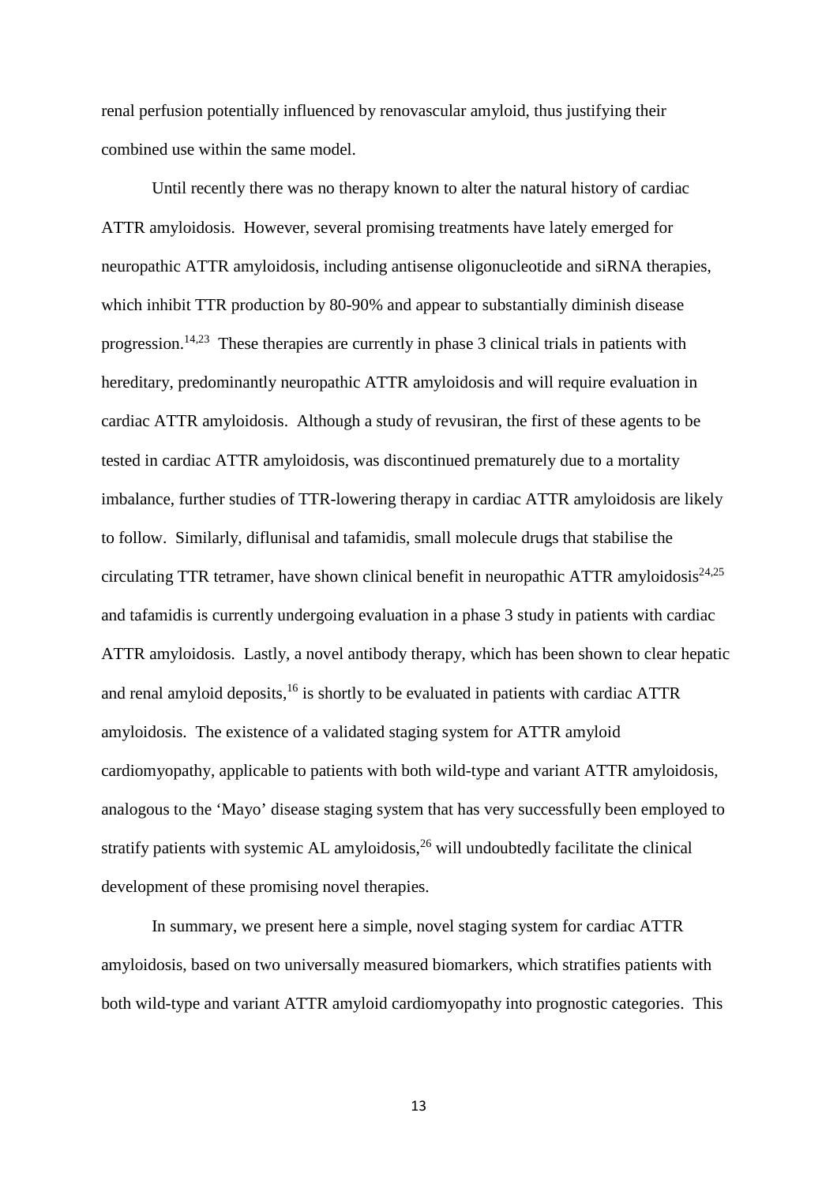renal perfusion potentially influenced by renovascular amyloid, thus justifying their combined use within the same model.

Until recently there was no therapy known to alter the natural history of cardiac ATTR amyloidosis. However, several promising treatments have lately emerged for neuropathic ATTR amyloidosis, including antisense oligonucleotide and siRNA therapies, which inhibit TTR production by 80-90% and appear to substantially diminish disease progression.[14,23] These therapies are currently in phase 3 clinical trials in patients with hereditary, predominantly neuropathic ATTR amyloidosis and will require evaluation in cardiac ATTR amyloidosis. Although a study of revusiran, the first of these agents to be tested in cardiac ATTR amyloidosis, was discontinued prematurely due to a mortality imbalance, further studies of TTR-lowering therapy in cardiac ATTR amyloidosis are likely to follow. Similarly, diflunisal and tafamidis, small molecule drugs that stabilise the circulating TTR tetramer, have shown clinical benefit in neuropathic ATTR amyloidosis[24,25] and tafamidis is currently undergoing evaluation in a phase 3 study in patients with cardiac ATTR amyloidosis. Lastly, a novel antibody therapy, which has been shown to clear hepatic and renal amyloid deposits,[16] is shortly to be evaluated in patients with cardiac ATTR amyloidosis. The existence of a validated staging system for ATTR amyloid cardiomyopathy, applicable to patients with both wild-type and variant ATTR amyloidosis, analogous to the 'Mayo' disease staging system that has very successfully been employed to stratify patients with systemic AL amyloidosis,[26] will undoubtedly facilitate the clinical development of these promising novel therapies.

In summary, we present here a simple, novel staging system for cardiac ATTR amyloidosis, based on two universally measured biomarkers, which stratifies patients with both wild-type and variant ATTR amyloid cardiomyopathy into prognostic categories. This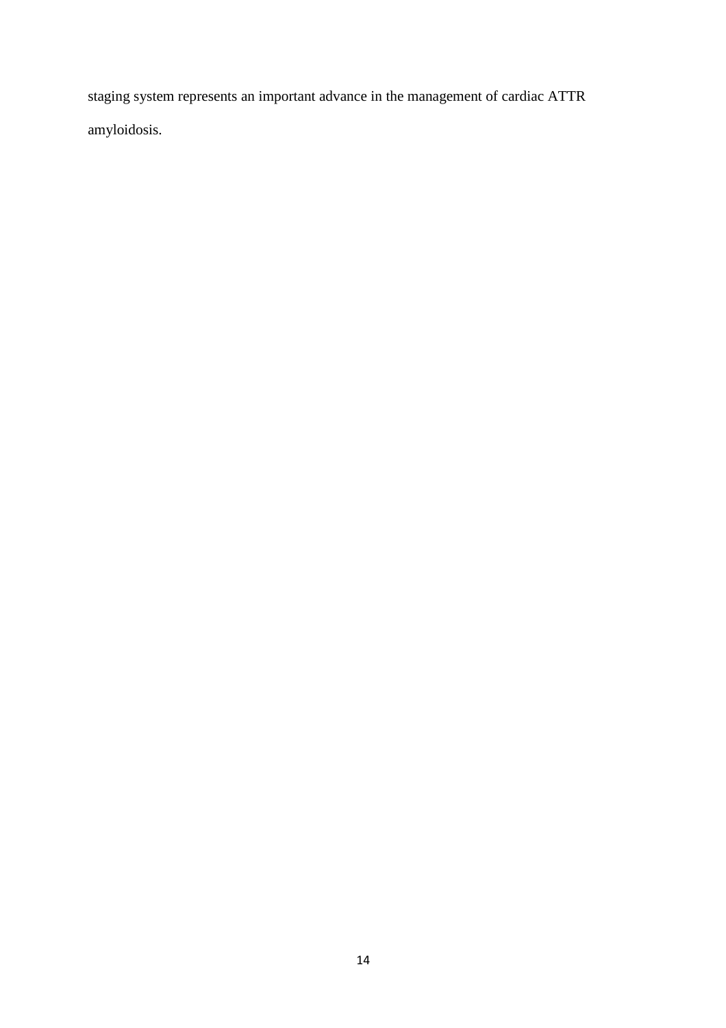staging system represents an important advance in the management of cardiac ATTR amyloidosis.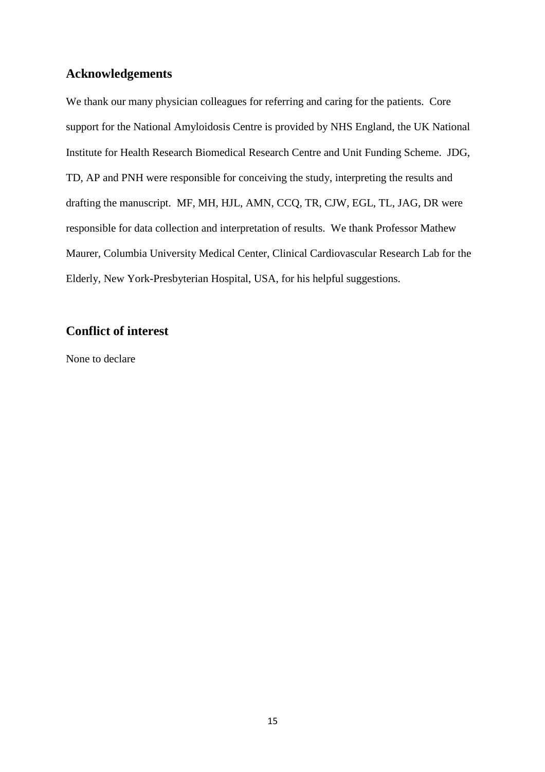## Acknowledgements

We thank our many physician colleagues for referring and caring for the patients. Core support for the National Amyloidosis Centre is provided by NHS England, the UK National Institute for Health Research Biomedical Research Centre and Unit Funding Scheme. JDG, TD, AP and PNH were responsible for conceiving the study, interpreting the results and drafting the manuscript. MF, MH, HJL, AMN, CCQ, TR, CJW, EGL, TL, JAG, DR were responsible for data collection and interpretation of results. We thank Professor Mathew Maurer, Columbia University Medical Center, Clinical Cardiovascular Research Lab for the Elderly, New York-Presbyterian Hospital, USA, for his helpful suggestions.

## Conflict of interest

None to declare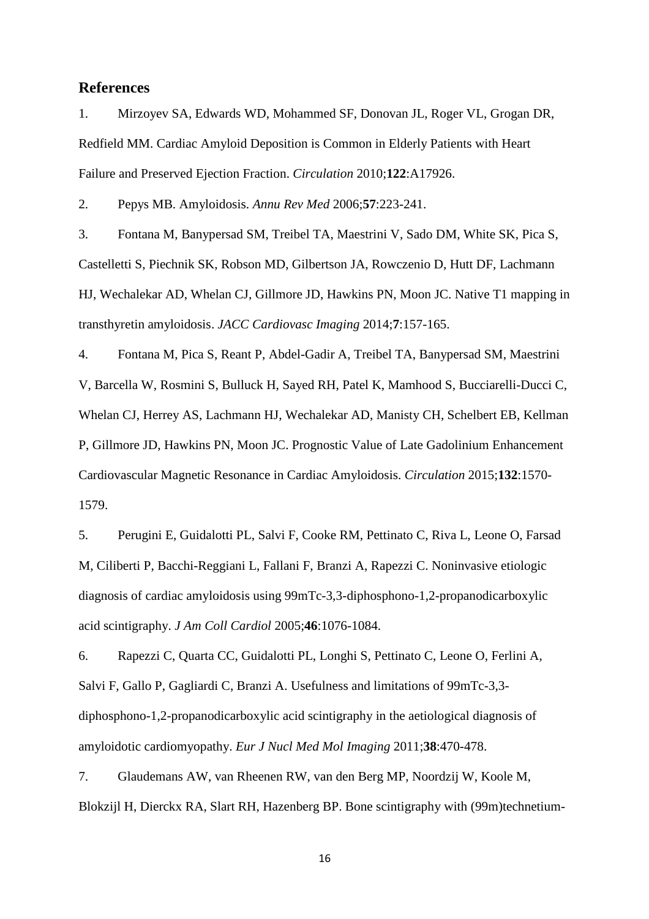## References

1. Mirzoyev SA, Edwards WD, Mohammed SF, Donovan JL, Roger VL, Grogan DR, Redfield MM. Cardiac Amyloid Deposition is Common in Elderly Patients with Heart Failure and Preserved Ejection Fraction. *Circulation* 2010;**122**:A17926.

2. Pepys MB. Amyloidosis. *Annu Rev Med* 2006;**57**:223-241.

3. Fontana M, Banypersad SM, Treibel TA, Maestrini V, Sado DM, White SK, Pica S, Castelletti S, Piechnik SK, Robson MD, Gilbertson JA, Rowczenio D, Hutt DF, Lachmann HJ, Wechalekar AD, Whelan CJ, Gillmore JD, Hawkins PN, Moon JC. Native T1 mapping in transthyretin amyloidosis. *JACC Cardiovasc Imaging* 2014;**7**:157-165.

4. Fontana M, Pica S, Reant P, Abdel-Gadir A, Treibel TA, Banypersad SM, Maestrini V, Barcella W, Rosmini S, Bulluck H, Sayed RH, Patel K, Mamhood S, Bucciarelli-Ducci C, Whelan CJ, Herrey AS, Lachmann HJ, Wechalekar AD, Manisty CH, Schelbert EB, Kellman P, Gillmore JD, Hawkins PN, Moon JC. Prognostic Value of Late Gadolinium Enhancement Cardiovascular Magnetic Resonance in Cardiac Amyloidosis. *Circulation* 2015;**132**:1570-1579.

5. Perugini E, Guidalotti PL, Salvi F, Cooke RM, Pettinato C, Riva L, Leone O, Farsad M, Ciliberti P, Bacchi-Reggiani L, Fallani F, Branzi A, Rapezzi C. Noninvasive etiologic diagnosis of cardiac amyloidosis using 99mTc-3,3-diphosphono-1,2-propanodicarboxylic acid scintigraphy. *J Am Coll Cardiol* 2005;**46**:1076-1084.

6. Rapezzi C, Quarta CC, Guidalotti PL, Longhi S, Pettinato C, Leone O, Ferlini A, Salvi F, Gallo P, Gagliardi C, Branzi A. Usefulness and limitations of 99mTc-3,3-diphosphono-1,2-propanodicarboxylic acid scintigraphy in the aetiological diagnosis of amyloidotic cardiomyopathy. *Eur J Nucl Med Mol Imaging* 2011;**38**:470-478.

7. Glaudemans AW, van Rheenen RW, van den Berg MP, Noordzij W, Koole M, Blokzijl H, Dierckx RA, Slart RH, Hazenberg BP. Bone scintigraphy with (99m)technetium-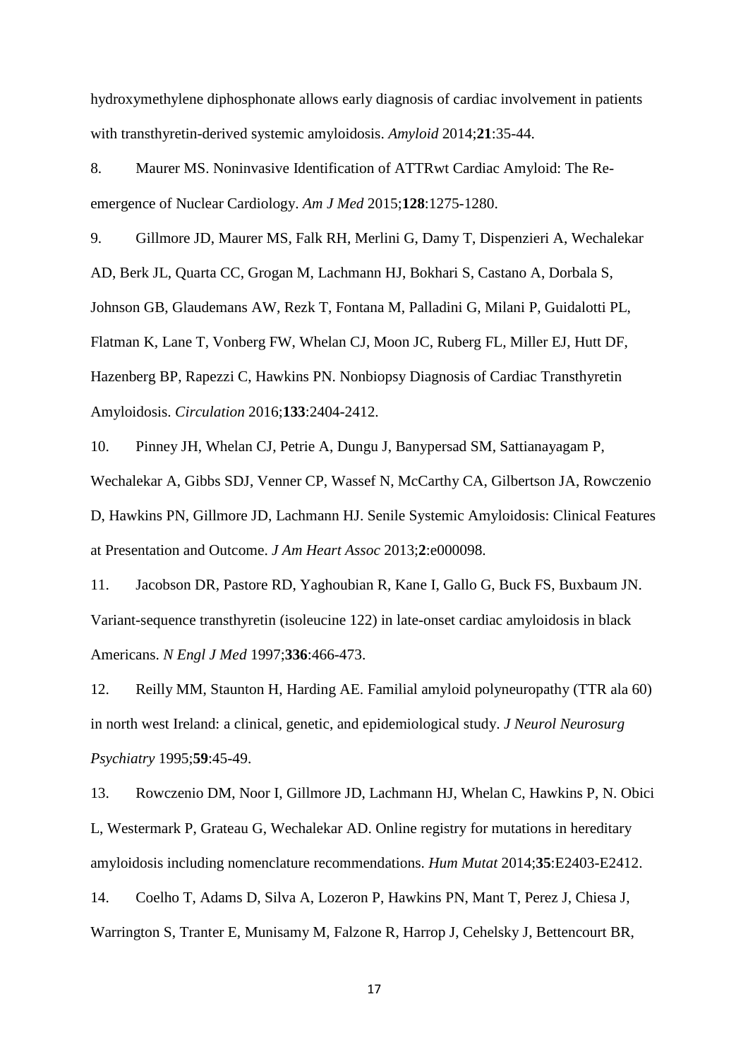hydroxymethylene diphosphonate allows early diagnosis of cardiac involvement in patients with transthyretin-derived systemic amyloidosis. *Amyloid* 2014;**21**:35-44.

8. Maurer MS. Noninvasive Identification of ATTRwt Cardiac Amyloid: The Re-emergence of Nuclear Cardiology. *Am J Med* 2015;**128**:1275-1280.

9. Gillmore JD, Maurer MS, Falk RH, Merlini G, Damy T, Dispenzieri A, Wechalekar AD, Berk JL, Quarta CC, Grogan M, Lachmann HJ, Bokhari S, Castano A, Dorbala S, Johnson GB, Glaudemans AW, Rezk T, Fontana M, Palladini G, Milani P, Guidalotti PL, Flatman K, Lane T, Vonberg FW, Whelan CJ, Moon JC, Ruberg FL, Miller EJ, Hutt DF, Hazenberg BP, Rapezzi C, Hawkins PN. Nonbiopsy Diagnosis of Cardiac Transthyretin Amyloidosis. *Circulation* 2016;**133**:2404-2412.

10. Pinney JH, Whelan CJ, Petrie A, Dungu J, Banypersad SM, Sattianayagam P, Wechalekar A, Gibbs SDJ, Venner CP, Wassef N, McCarthy CA, Gilbertson JA, Rowczenio D, Hawkins PN, Gillmore JD, Lachmann HJ. Senile Systemic Amyloidosis: Clinical Features at Presentation and Outcome. *J Am Heart Assoc* 2013;**2**:e000098.

11. Jacobson DR, Pastore RD, Yaghoubian R, Kane I, Gallo G, Buck FS, Buxbaum JN. Variant-sequence transthyretin (isoleucine 122) in late-onset cardiac amyloidosis in black Americans. *N Engl J Med* 1997;**336**:466-473.

12. Reilly MM, Staunton H, Harding AE. Familial amyloid polyneuropathy (TTR ala 60) in north west Ireland: a clinical, genetic, and epidemiological study. *J Neurol Neurosurg Psychiatry* 1995;**59**:45-49.

13. Rowczenio DM, Noor I, Gillmore JD, Lachmann HJ, Whelan C, Hawkins P, N. Obici L, Westermark P, Grateau G, Wechalekar AD. Online registry for mutations in hereditary amyloidosis including nomenclature recommendations. *Hum Mutat* 2014;**35**:E2403-E2412.

14. Coelho T, Adams D, Silva A, Lozeron P, Hawkins PN, Mant T, Perez J, Chiesa J, Warrington S, Tranter E, Munisamy M, Falzone R, Harrop J, Cehelsky J, Bettencourt BR,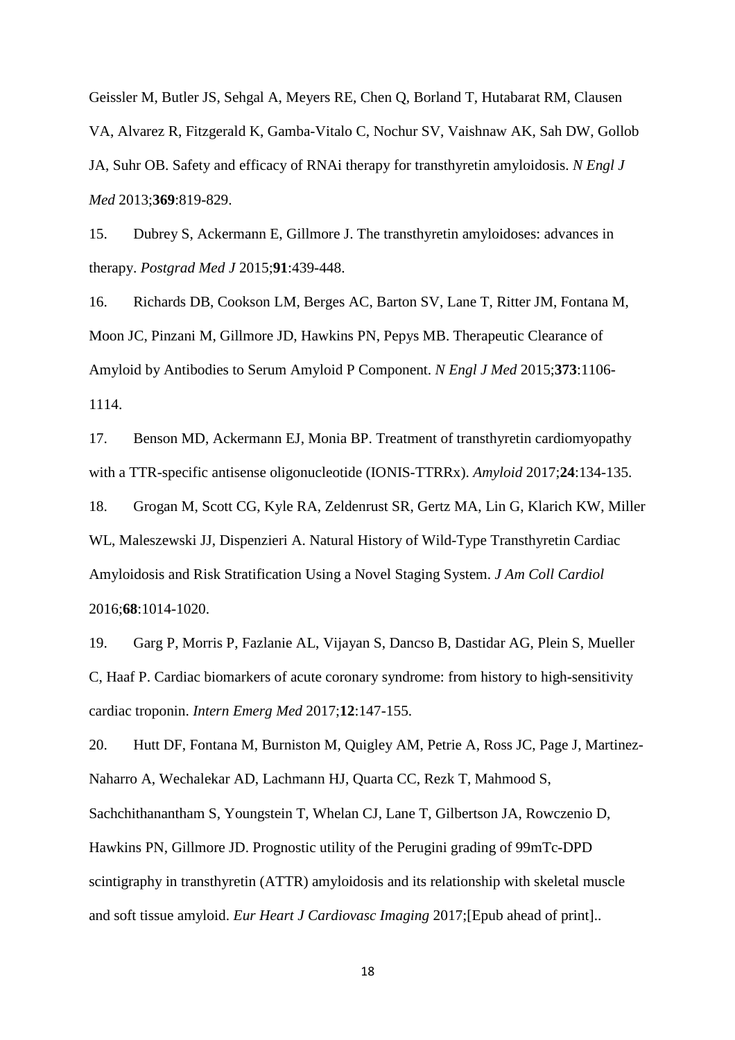Geissler M, Butler JS, Sehgal A, Meyers RE, Chen Q, Borland T, Hutabarat RM, Clausen VA, Alvarez R, Fitzgerald K, Gamba-Vitalo C, Nochur SV, Vaishnaw AK, Sah DW, Gollob JA, Suhr OB. Safety and efficacy of RNAi therapy for transthyretin amyloidosis. *N Engl J Med* 2013;**369**:819-829.

15. Dubrey S, Ackermann E, Gillmore J. The transthyretin amyloidoses: advances in therapy. *Postgrad Med J* 2015;**91**:439-448.

16. Richards DB, Cookson LM, Berges AC, Barton SV, Lane T, Ritter JM, Fontana M, Moon JC, Pinzani M, Gillmore JD, Hawkins PN, Pepys MB. Therapeutic Clearance of Amyloid by Antibodies to Serum Amyloid P Component. *N Engl J Med* 2015;**373**:1106-1114.

17. Benson MD, Ackermann EJ, Monia BP. Treatment of transthyretin cardiomyopathy with a TTR-specific antisense oligonucleotide (IONIS-TTRRx). *Amyloid* 2017;**24**:134-135.

18. Grogan M, Scott CG, Kyle RA, Zeldenrust SR, Gertz MA, Lin G, Klarich KW, Miller WL, Maleszewski JJ, Dispenzieri A. Natural History of Wild-Type Transthyretin Cardiac Amyloidosis and Risk Stratification Using a Novel Staging System. *J Am Coll Cardiol* 2016;**68**:1014-1020.

19. Garg P, Morris P, Fazlanie AL, Vijayan S, Dancso B, Dastidar AG, Plein S, Mueller C, Haaf P. Cardiac biomarkers of acute coronary syndrome: from history to high-sensitivity cardiac troponin. *Intern Emerg Med* 2017;**12**:147-155.

20. Hutt DF, Fontana M, Burniston M, Quigley AM, Petrie A, Ross JC, Page J, Martinez-Naharro A, Wechalekar AD, Lachmann HJ, Quarta CC, Rezk T, Mahmood S, Sachchithanantham S, Youngstein T, Whelan CJ, Lane T, Gilbertson JA, Rowczenio D, Hawkins PN, Gillmore JD. Prognostic utility of the Perugini grading of 99mTc-DPD scintigraphy in transthyretin (ATTR) amyloidosis and its relationship with skeletal muscle and soft tissue amyloid. *Eur Heart J Cardiovasc Imaging* 2017;[Epub ahead of print]..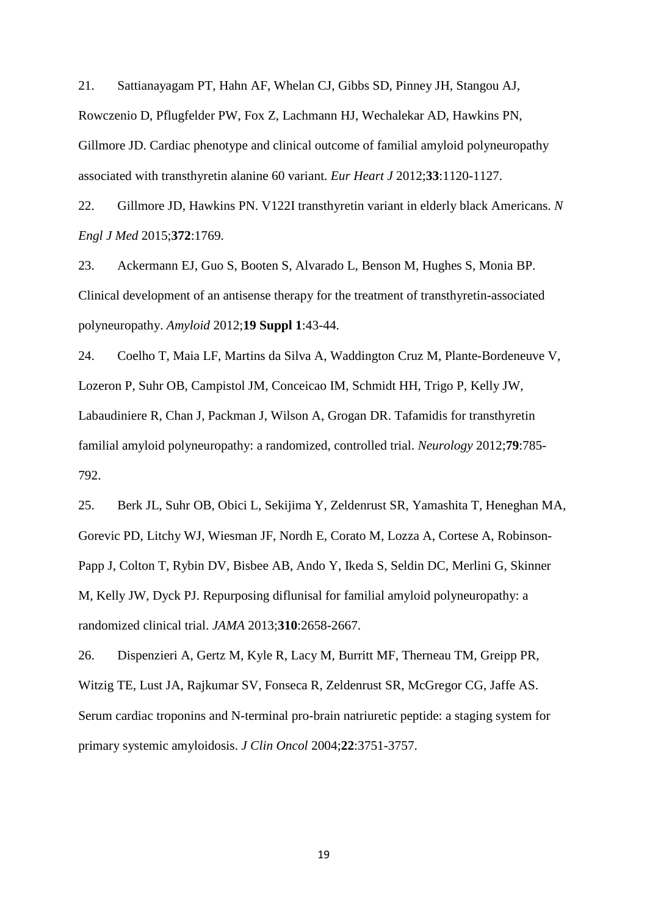21. Sattianayagam PT, Hahn AF, Whelan CJ, Gibbs SD, Pinney JH, Stangou AJ, Rowczenio D, Pflugfelder PW, Fox Z, Lachmann HJ, Wechalekar AD, Hawkins PN, Gillmore JD. Cardiac phenotype and clinical outcome of familial amyloid polyneuropathy associated with transthyretin alanine 60 variant. *Eur Heart J* 2012;**33**:1120-1127.

22. Gillmore JD, Hawkins PN. V122I transthyretin variant in elderly black Americans. *N Engl J Med* 2015;**372**:1769.

23. Ackermann EJ, Guo S, Booten S, Alvarado L, Benson M, Hughes S, Monia BP. Clinical development of an antisense therapy for the treatment of transthyretin-associated polyneuropathy. *Amyloid* 2012;**19 Suppl 1**:43-44.

24. Coelho T, Maia LF, Martins da Silva A, Waddington Cruz M, Plante-Bordeneuve V, Lozeron P, Suhr OB, Campistol JM, Conceicao IM, Schmidt HH, Trigo P, Kelly JW, Labaudiniere R, Chan J, Packman J, Wilson A, Grogan DR. Tafamidis for transthyretin familial amyloid polyneuropathy: a randomized, controlled trial. *Neurology* 2012;**79**:785-792.

25. Berk JL, Suhr OB, Obici L, Sekijima Y, Zeldenrust SR, Yamashita T, Heneghan MA, Gorevic PD, Litchy WJ, Wiesman JF, Nordh E, Corato M, Lozza A, Cortese A, Robinson-Papp J, Colton T, Rybin DV, Bisbee AB, Ando Y, Ikeda S, Seldin DC, Merlini G, Skinner M, Kelly JW, Dyck PJ. Repurposing diflunisal for familial amyloid polyneuropathy: a randomized clinical trial. *JAMA* 2013;**310**:2658-2667.

26. Dispenzieri A, Gertz M, Kyle R, Lacy M, Burritt MF, Therneau TM, Greipp PR, Witzig TE, Lust JA, Rajkumar SV, Fonseca R, Zeldenrust SR, McGregor CG, Jaffe AS. Serum cardiac troponins and N-terminal pro-brain natriuretic peptide: a staging system for primary systemic amyloidosis. *J Clin Oncol* 2004;**22**:3751-3757.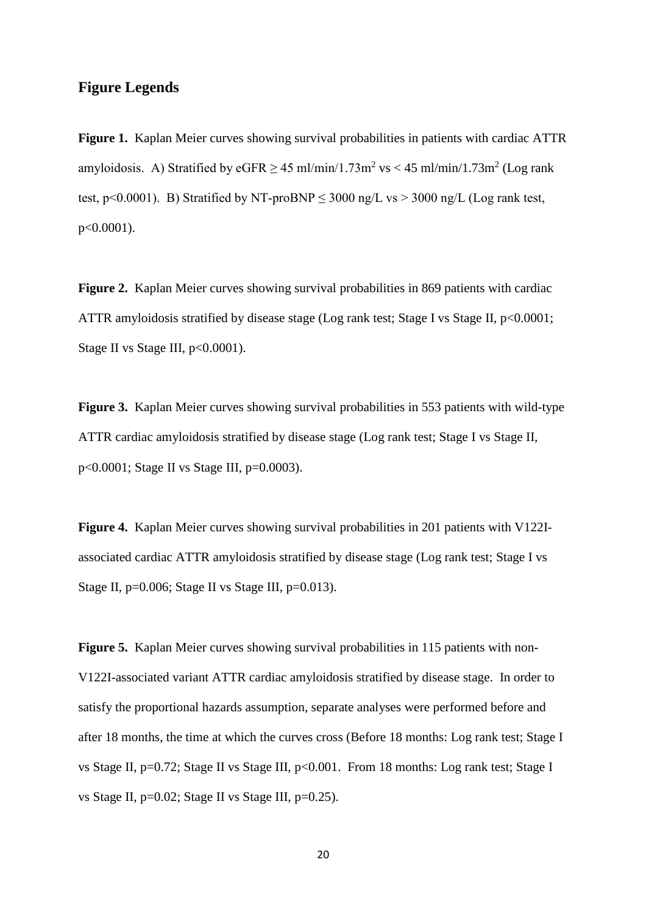## Figure Legends

**Figure 1.** Kaplan Meier curves showing survival probabilities in patients with cardiac ATTR amyloidosis. A) Stratified by eGFR $\geq$ 45 ml/min/1.73m$^2$ vs < 45 ml/min/1.73m$^2$ (Log rank test, $p<0.0001$). B) Stratified by NT-proBNP $\leq$ 3000 ng/L vs > 3000 ng/L (Log rank test, $p<0.0001$).

**Figure 2.** Kaplan Meier curves showing survival probabilities in 869 patients with cardiac ATTR amyloidosis stratified by disease stage (Log rank test; Stage I vs Stage II, $p<0.0001$; Stage II vs Stage III, $p<0.0001$).

**Figure 3.** Kaplan Meier curves showing survival probabilities in 553 patients with wild-type ATTR cardiac amyloidosis stratified by disease stage (Log rank test; Stage I vs Stage II, $p<0.0001$; Stage II vs Stage III, $p=0.0003$).

**Figure 4.** Kaplan Meier curves showing survival probabilities in 201 patients with V122I-associated cardiac ATTR amyloidosis stratified by disease stage (Log rank test; Stage I vs Stage II, $p=0.006$; Stage II vs Stage III, $p=0.013$).

**Figure 5.** Kaplan Meier curves showing survival probabilities in 115 patients with non-V122I-associated variant ATTR cardiac amyloidosis stratified by disease stage. In order to satisfy the proportional hazards assumption, separate analyses were performed before and after 18 months, the time at which the curves cross (Before 18 months: Log rank test; Stage I vs Stage II, $p=0.72$; Stage II vs Stage III, $p<0.001$. From 18 months: Log rank test; Stage I vs Stage II, $p=0.02$; Stage II vs Stage III, $p=0.25$).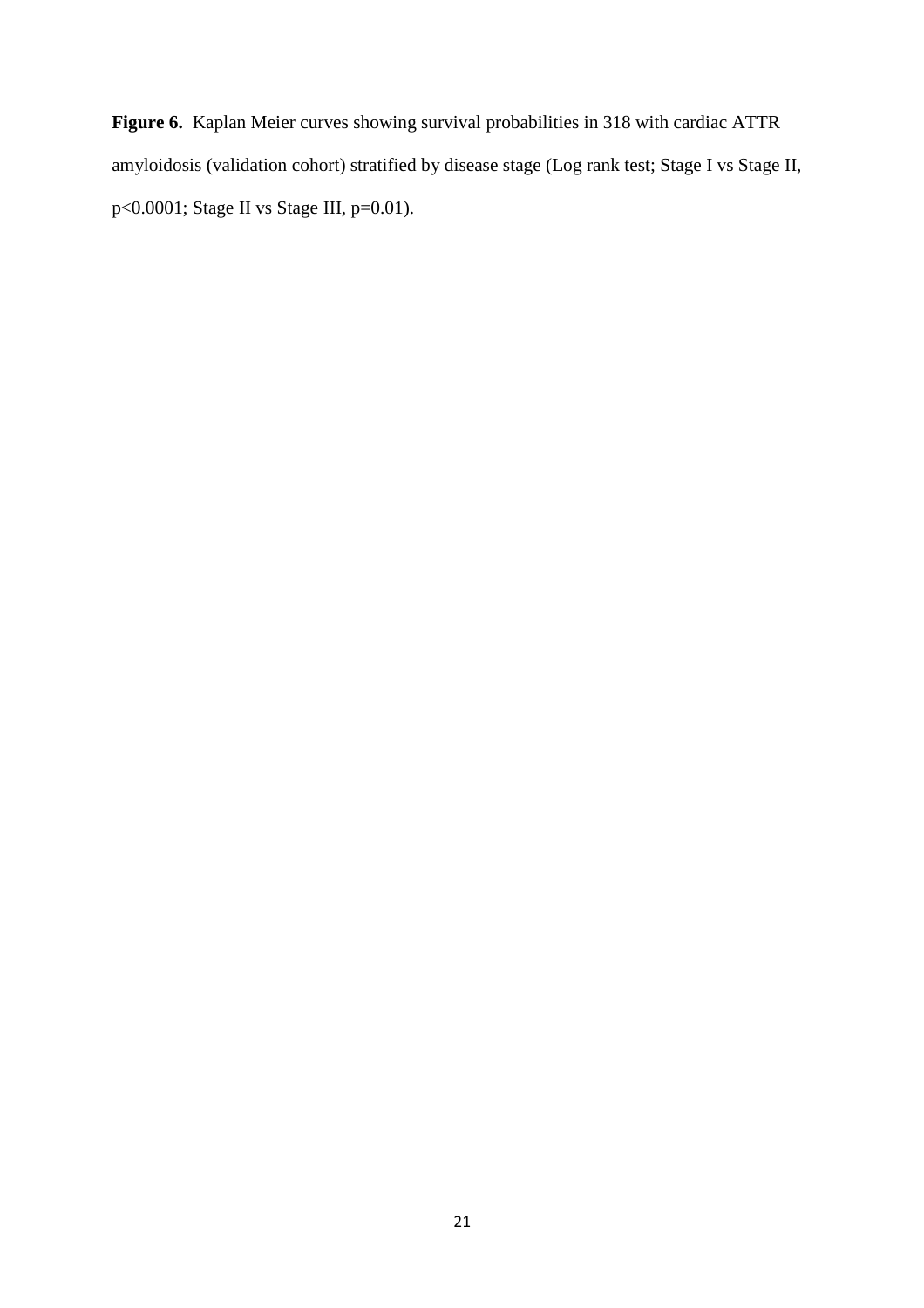**Figure 6.** Kaplan Meier curves showing survival probabilities in 318 with cardiac ATTR amyloidosis (validation cohort) stratified by disease stage (Log rank test; Stage I vs Stage II, $p<0.0001$; Stage II vs Stage III, $p=0.01$).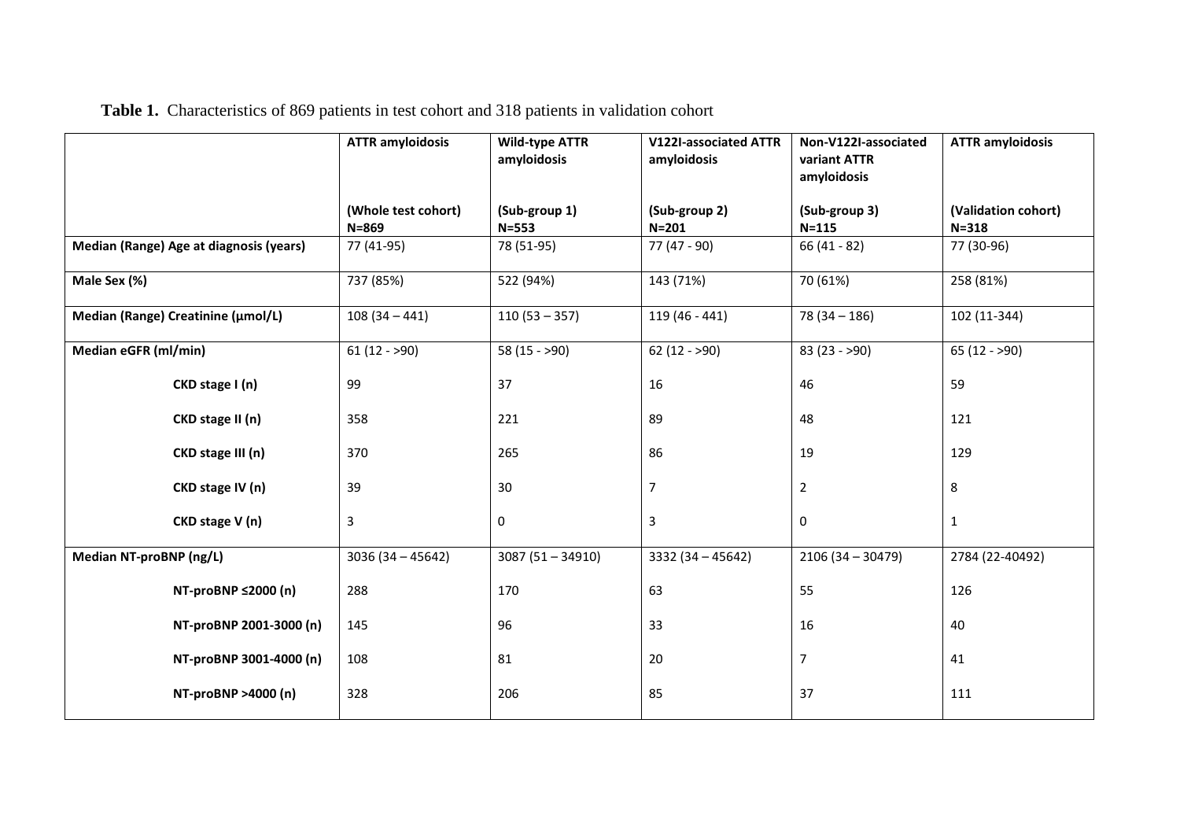**Table 1.** Characteristics of 869 patients in test cohort and 318 patients in validation cohort

| | **ATTR amyloidosis** (Whole test cohort) N=869 | **Wild-type ATTR amyloidosis** (Sub-group 1) N=553 | **V122I-associated ATTR amyloidosis** (Sub-group 2) N=201 | **Non-V122I-associated variant ATTR amyloidosis** (Sub-group 3) N=115 | **ATTR amyloidosis** (Validation cohort) N=318 |
|---|---|---|---|---|---|
| **Median (Range) Age at diagnosis (years)** | 77 (41-95) | 78 (51-95) | 77 (47 - 90) | 66 (41 - 82) | 77 (30-96) |
| **Male Sex (%)** | 737 (85%) | 522 (94%) | 143 (71%) | 70 (61%) | 258 (81%) |
| **Median (Range) Creatinine (μmol/L)** | 108 (34 – 441) | 110 (53 – 357) | 119 (46 - 441) | 78 (34 – 186) | 102 (11-344) |
| **Median eGFR (ml/min)** | 61 (12 - >90) | 58 (15 - >90) | 62 (12 - >90) | 83 (23 - >90) | 65 (12 - >90) |
| **CKD stage I (n)** | 99 | 37 | 16 | 46 | 59 |
| **CKD stage II (n)** | 358 | 221 | 89 | 48 | 121 |
| **CKD stage III (n)** | 370 | 265 | 86 | 19 | 129 |
| **CKD stage IV (n)** | 39 | 30 | 7 | 2 | 8 |
| **CKD stage V (n)** | 3 | 0 | 3 | 0 | 1 |
| **Median NT-proBNP (ng/L)** | 3036 (34 – 45642) | 3087 (51 – 34910) | 3332 (34 – 45642) | 2106 (34 – 30479) | 2784 (22-40492) |
| **NT-proBNP ≤2000 (n)** | 288 | 170 | 63 | 55 | 126 |
| **NT-proBNP 2001-3000 (n)** | 145 | 96 | 33 | 16 | 40 |
| **NT-proBNP 3001-4000 (n)** | 108 | 81 | 20 | 7 | 41 |
| **NT-proBNP >4000 (n)** | 328 | 206 | 85 | 37 | 111 |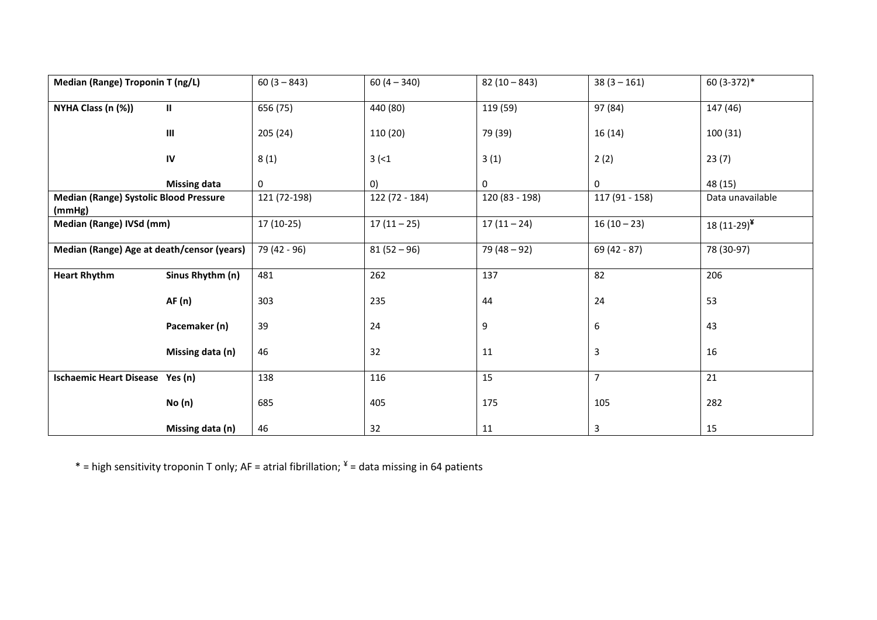| Median (Range) Troponin T (ng/L) | | 60 (3 – 843) | 60 (4 – 340) | 82 (10 – 843) | 38 (3 – 161) | 60 (3-372)* |
|---|---|---|---|---|---|---|
| NYHA Class (n (%)) | II | 656 (75) | 440 (80) | 119 (59) | 97 (84) | 147 (46) |
| | III | 205 (24) | 110 (20) | 79 (39) | 16 (14) | 100 (31) |
| | IV | 8 (1) | 3 (<1 | 3 (1) | 2 (2) | 23 (7) |
| | Missing data | 0 | 0) | 0 | 0 | 48 (15) |
| Median (Range) Systolic Blood Pressure (mmHg) | | 121 (72-198) | 122 (72 - 184) | 120 (83 - 198) | 117 (91 - 158) | Data unavailable |
| Median (Range) IVSd (mm) | | 17 (10-25) | 17 (11 – 25) | 17 (11 – 24) | 16 (10 – 23) | 18 (11-29)[¥] |
| Median (Range) Age at death/censor (years) | | 79 (42 - 96) | 81 (52 – 96) | 79 (48 – 92) | 69 (42 - 87) | 78 (30-97) |
| Heart Rhythm | Sinus Rhythm (n) | 481 | 262 | 137 | 82 | 206 |
| | AF (n) | 303 | 235 | 44 | 24 | 53 |
| | Pacemaker (n) | 39 | 24 | 9 | 6 | 43 |
| | Missing data (n) | 46 | 32 | 11 | 3 | 16 |
| Ischaemic Heart Disease | Yes (n) | 138 | 116 | 15 | 7 | 21 |
| | No (n) | 685 | 405 | 175 | 105 | 282 |
| | Missing data (n) | 46 | 32 | 11 | 3 | 15 |

* = high sensitivity troponin T only; AF = atrial fibrillation; [¥] = data missing in 64 patients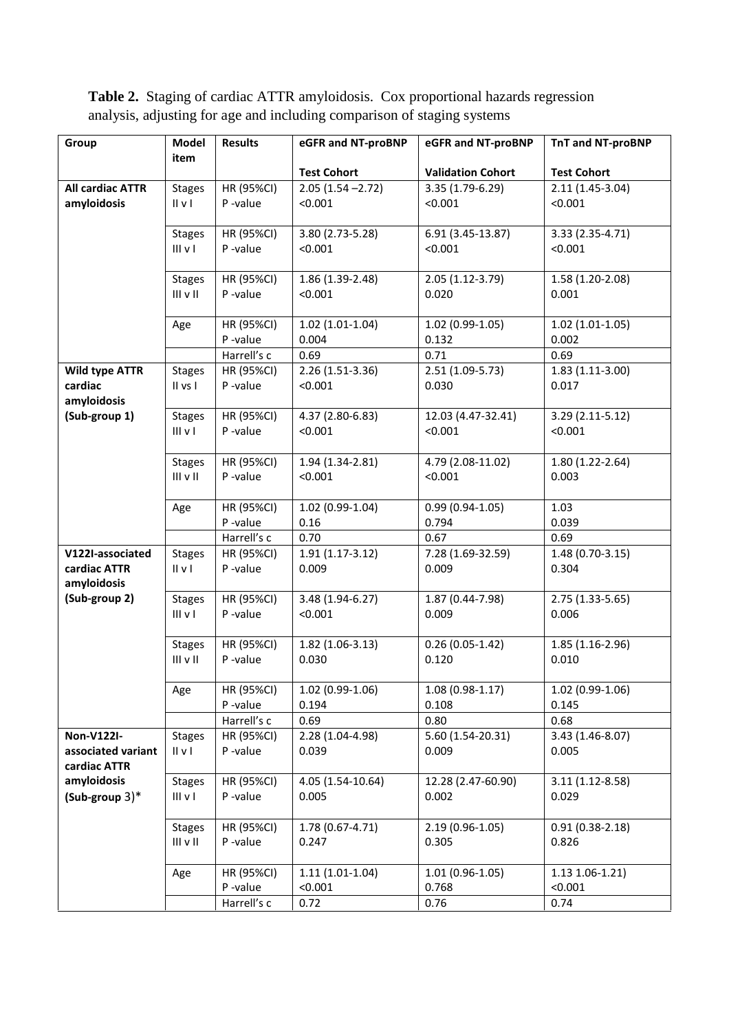**Table 2.** Staging of cardiac ATTR amyloidosis. Cox proportional hazards regression analysis, adjusting for age and including comparison of staging systems

| Group | Model item | Results | eGFR and NT-proBNP | eGFR and NT-proBNP | TnT and NT-proBNP |
|---|---|---|---|---|---|
| | | | Test Cohort | Validation Cohort | Test Cohort |
| **All cardiac ATTR amyloidosis** | Stages II v I | HR (95%CI)<br>P -value | 2.05 (1.54 –2.72)<br><0.001 | 3.35 (1.79-6.29)<br><0.001 | 2.11 (1.45-3.04)<br><0.001 |
| | Stages III v I | HR (95%CI)<br>P -value | 3.80 (2.73-5.28)<br><0.001 | 6.91 (3.45-13.87)<br><0.001 | 3.33 (2.35-4.71)<br><0.001 |
| | Stages III v II | HR (95%CI)<br>P -value | 1.86 (1.39-2.48)<br><0.001 | 2.05 (1.12-3.79)<br>0.020 | 1.58 (1.20-2.08)<br>0.001 |
| | Age | HR (95%CI)<br>P -value | 1.02 (1.01-1.04)<br>0.004 | 1.02 (0.99-1.05)<br>0.132 | 1.02 (1.01-1.05)<br>0.002 |
| | | Harrell's c | 0.69 | 0.71 | 0.69 |
| **Wild type ATTR cardiac amyloidosis (Sub-group 1)** | Stages II vs I | HR (95%CI)<br>P -value | 2.26 (1.51-3.36)<br><0.001 | 2.51 (1.09-5.73)<br>0.030 | 1.83 (1.11-3.00)<br>0.017 |
| | Stages III v I | HR (95%CI)<br>P -value | 4.37 (2.80-6.83)<br><0.001 | 12.03 (4.47-32.41)<br><0.001 | 3.29 (2.11-5.12)<br><0.001 |
| | Stages III v II | HR (95%CI)<br>P -value | 1.94 (1.34-2.81)<br><0.001 | 4.79 (2.08-11.02)<br><0.001 | 1.80 (1.22-2.64)<br>0.003 |
| | Age | HR (95%CI)<br>P -value | 1.02 (0.99-1.04)<br>0.16 | 0.99 (0.94-1.05)<br>0.794 | 1.03<br>0.039 |
| | | Harrell's c | 0.70 | 0.67 | 0.69 |
| **V122I-associated cardiac ATTR amyloidosis (Sub-group 2)** | Stages II v I | HR (95%CI)<br>P -value | 1.91 (1.17-3.12)<br>0.009 | 7.28 (1.69-32.59)<br>0.009 | 1.48 (0.70-3.15)<br>0.304 |
| | Stages III v I | HR (95%CI)<br>P -value | 3.48 (1.94-6.27)<br><0.001 | 1.87 (0.44-7.98)<br>0.009 | 2.75 (1.33-5.65)<br>0.006 |
| | Stages III v II | HR (95%CI)<br>P -value | 1.82 (1.06-3.13)<br>0.030 | 0.26 (0.05-1.42)<br>0.120 | 1.85 (1.16-2.96)<br>0.010 |
| | Age | HR (95%CI)<br>P -value | 1.02 (0.99-1.06)<br>0.194 | 1.08 (0.98-1.17)<br>0.108 | 1.02 (0.99-1.06)<br>0.145 |
| | | Harrell's c | 0.69 | 0.80 | 0.68 |
| **Non-V122I-associated variant cardiac ATTR amyloidosis (Sub-group 3)*** | Stages II v I | HR (95%CI)<br>P -value | 2.28 (1.04-4.98)<br>0.039 | 5.60 (1.54-20.31)<br>0.009 | 3.43 (1.46-8.07)<br>0.005 |
| | Stages III v I | HR (95%CI)<br>P -value | 4.05 (1.54-10.64)<br>0.005 | 12.28 (2.47-60.90)<br>0.002 | 3.11 (1.12-8.58)<br>0.029 |
| | Stages III v II | HR (95%CI)<br>P -value | 1.78 (0.67-4.71)<br>0.247 | 2.19 (0.96-1.05)<br>0.305 | 0.91 (0.38-2.18)<br>0.826 |
| | Age | HR (95%CI)<br>P -value | 1.11 (1.01-1.04)<br><0.001 | 1.01 (0.96-1.05)<br>0.768 | 1.13 1.06-1.21)<br><0.001 |
| | | Harrell's c | 0.72 | 0.76 | 0.74 |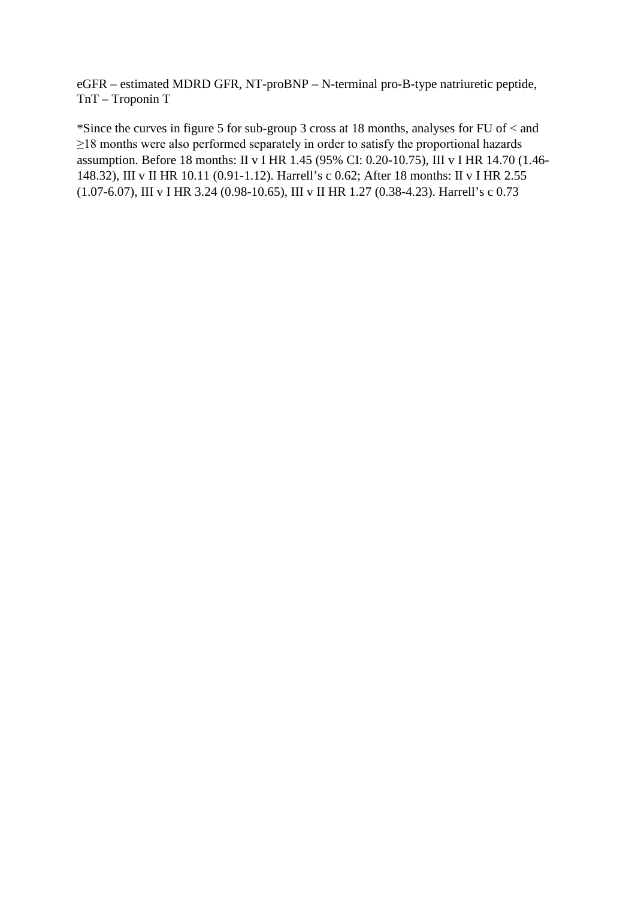eGFR – estimated MDRD GFR, NT-proBNP – N-terminal pro-B-type natriuretic peptide, TnT – Troponin T

*Since the curves in figure 5 for sub-group 3 cross at 18 months, analyses for FU of < and ≥18 months were also performed separately in order to satisfy the proportional hazards assumption. Before 18 months: II v I HR 1.45 (95% CI: 0.20-10.75), III v I HR 14.70 (1.46-148.32), III v II HR 10.11 (0.91-1.12). Harrell's c 0.62; After 18 months: II v I HR 2.55 (1.07-6.07), III v I HR 3.24 (0.98-10.65), III v II HR 1.27 (0.38-4.23). Harrell's c 0.73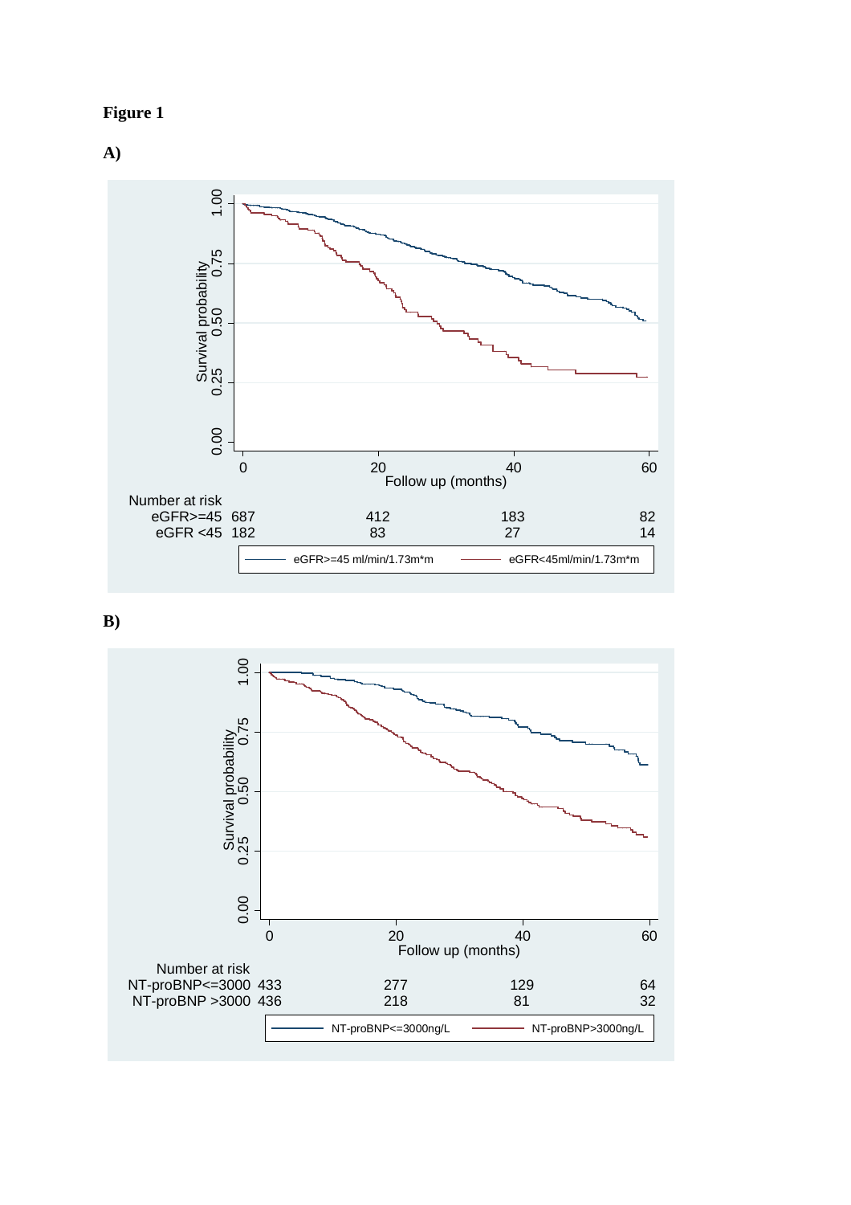**Figure 1**

**A)**

Survival probability

1.00, 0.75, 0.50, 0.25, 0.00

0, 20, 40, 60

Follow up (months)

Number at risk

| | 0 | 20 | 40 | 60 |
|---|---|---|---|---|
| eGFR>=45 | 687 | 412 | 183 | 82 |
| eGFR <45 | 182 | 83 | 27 | 14 |

eGFR>=45 ml/min/1.73m*m — eGFR<45ml/min/1.73m*m

**B)**

Survival probability

1.00, 0.75, 0.50, 0.25, 0.00

0, 20, 40, 60

Follow up (months)

Number at risk

| | 0 | 20 | 40 | 60 |
|---|---|---|---|---|
| NT-proBNP<=3000 | 433 | 277 | 129 | 64 |
| NT-proBNP >3000 | 436 | 218 | 81 | 32 |

NT-proBNP<=3000ng/L — NT-proBNP>3000ng/L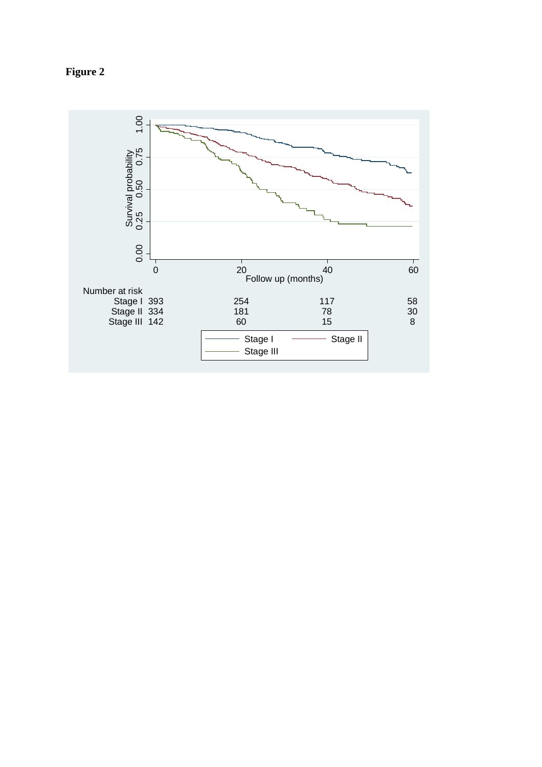**Figure 2**

| Number at risk | 0 | 20 | 40 | 60 |
|---|---|---|---|---|
| Stage I | 393 | 254 | 117 | 58 |
| Stage II | 334 | 181 | 78 | 30 |
| Stage III | 142 | 60 | 15 | 8 |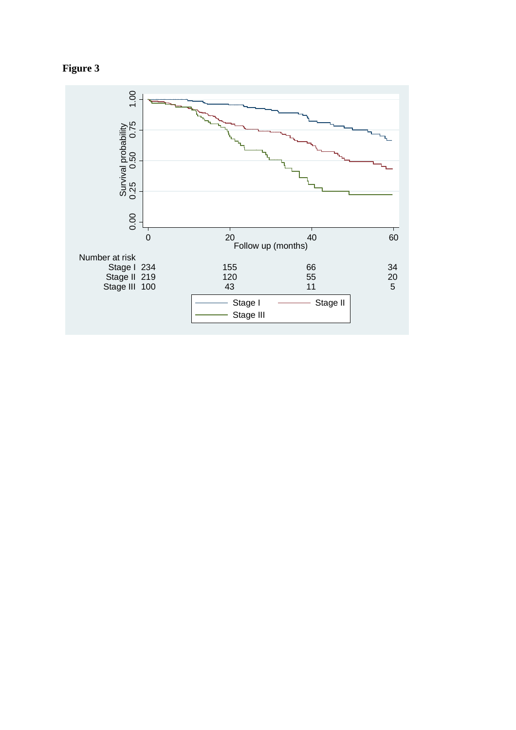**Figure 3**

| Number at risk | 0 | 20 | 40 | 60 |
|---|---|---|---|---|
| Stage I | 234 | 155 | 66 | 34 |
| Stage II | 219 | 120 | 55 | 20 |
| Stage III | 100 | 43 | 11 | 5 |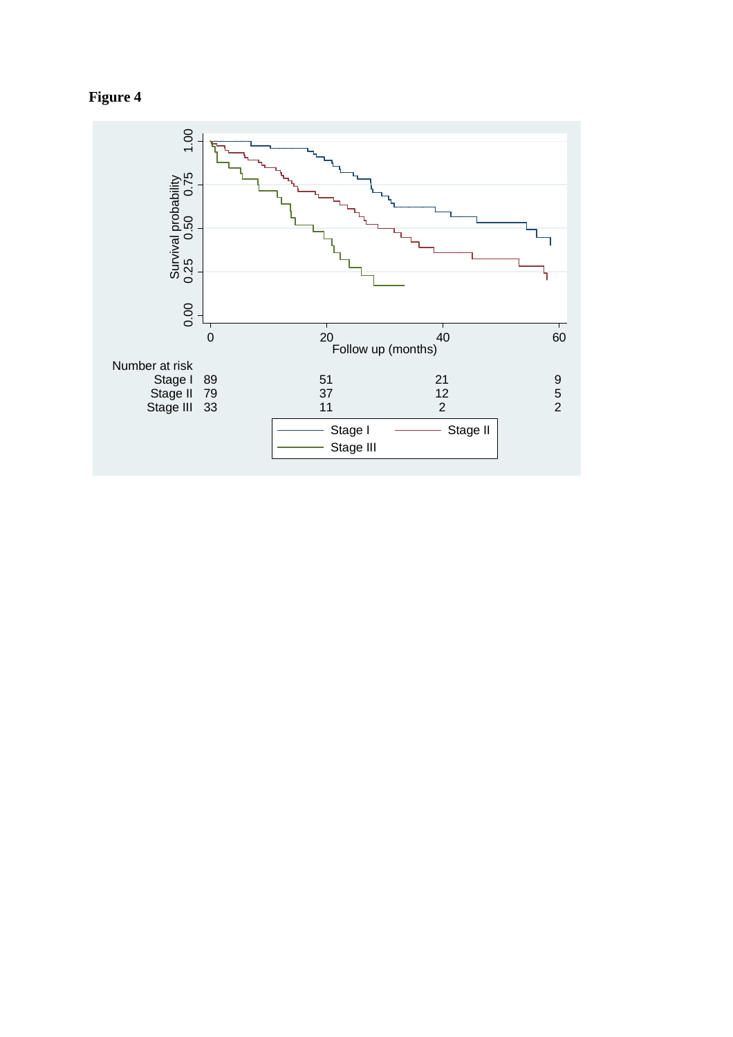**Figure 4**

| Number at risk | 0 | 20 | 40 | 60 |
|---|---|---|---|---|
| Stage I | 89 | 51 | 21 | 9 |
| Stage II | 79 | 37 | 12 | 5 |
| Stage III | 33 | 11 | 2 | 2 |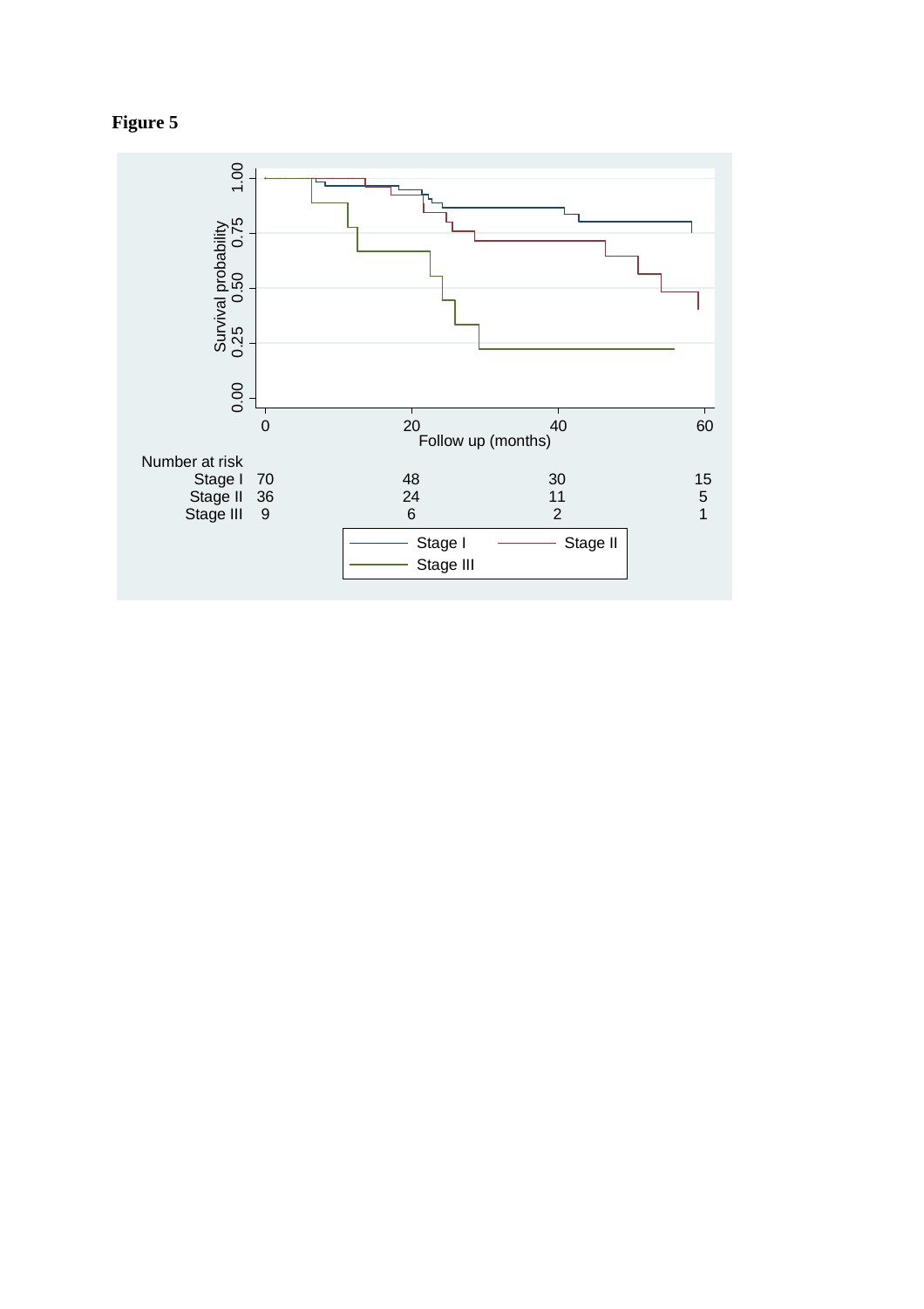**Figure 5**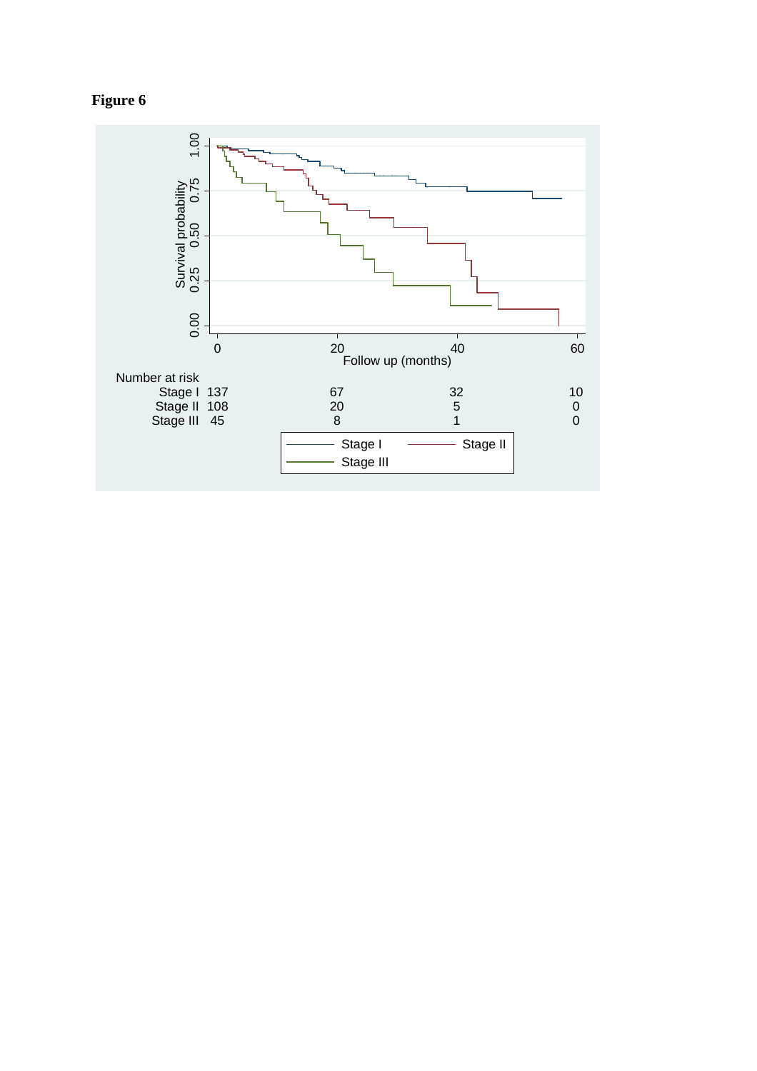**Figure 6**

Survival probability

0.00
0.25
0.50
0.75
1.00

0
20
40
60

Follow up (months)

Number at risk

Stage I 137 67 32 10

Stage II 108 20 5 0

Stage III 45 8 1 0

Stage I

Stage II

Stage III